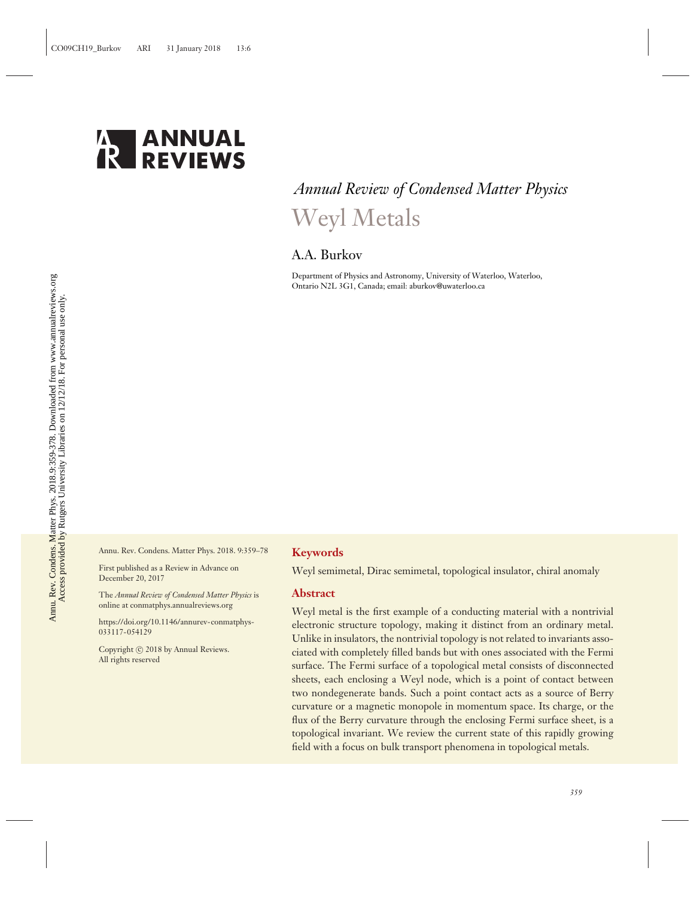*Annual Review of Condensed Matter Physics*

# Weyl Metals

A.A. Burkov

Department of Physics and Astronomy, University of Waterloo, Waterloo, Ontario N2L 3G1, Canada; email: aburkov@uwaterloo.ca

Annu. Rev. Condens. Matter Phys. 2018. 9:359–78

First published as a Review in Advance on December 20, 2017

The *Annual Review of Condensed Matter Physics* is online at conmatphys.annualreviews.org

https://doi.org/10.1146/annurev-conmatphys-033117-054129

Copyright © 2018 by Annual Reviews. All rights reserved

## Keywords

Weyl semimetal, Dirac semimetal, topological insulator, chiral anomaly

## Abstract

Weyl metal is the first example of a conducting material with a nontrivial electronic structure topology, making it distinct from an ordinary metal. Unlike in insulators, the nontrivial topology is not related to invariants associated with completely filled bands but with ones associated with the Fermi surface. The Fermi surface of a topological metal consists of disconnected sheets, each enclosing a Weyl node, which is a point of contact between two nondegenerate bands. Such a point contact acts as a source of Berry curvature or a magnetic monopole in momentum space. Its charge, or the flux of the Berry curvature through the enclosing Fermi surface sheet, is a topological invariant. We review the current state of this rapidly growing field with a focus on bulk transport phenomena in topological metals.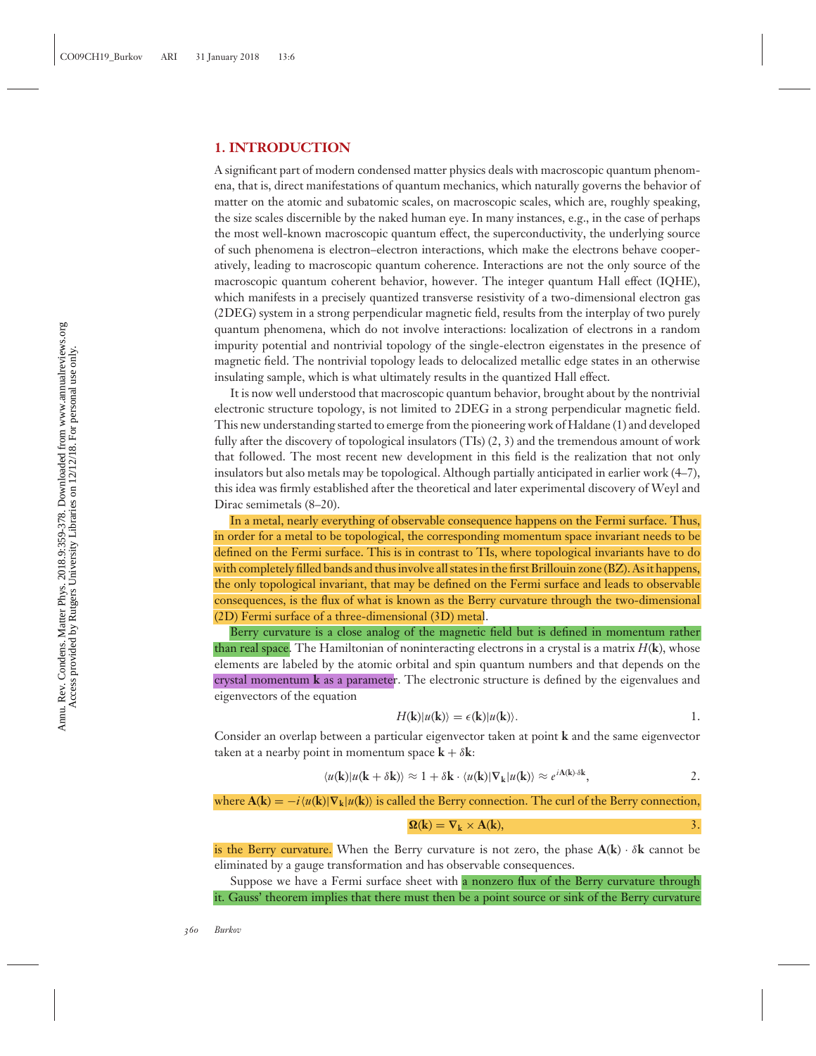## 1. INTRODUCTION

A significant part of modern condensed matter physics deals with macroscopic quantum phenomena, that is, direct manifestations of quantum mechanics, which naturally governs the behavior of matter on the atomic and subatomic scales, on macroscopic scales, which are, roughly speaking, the size scales discernible by the naked human eye. In many instances, e.g., in the case of perhaps the most well-known macroscopic quantum effect, the superconductivity, the underlying source of such phenomena is electron–electron interactions, which make the electrons behave cooperatively, leading to macroscopic quantum coherence. Interactions are not the only source of the macroscopic quantum coherent behavior, however. The integer quantum Hall effect (IQHE), which manifests in a precisely quantized transverse resistivity of a two-dimensional electron gas (2DEG) system in a strong perpendicular magnetic field, results from the interplay of two purely quantum phenomena, which do not involve interactions: localization of electrons in a random impurity potential and nontrivial topology of the single-electron eigenstates in the presence of magnetic field. The nontrivial topology leads to delocalized metallic edge states in an otherwise insulating sample, which is what ultimately results in the quantized Hall effect.

It is now well understood that macroscopic quantum behavior, brought about by the nontrivial electronic structure topology, is not limited to 2DEG in a strong perpendicular magnetic field. This new understanding started to emerge from the pioneering work of Haldane (1) and developed fully after the discovery of topological insulators (TIs) (2, 3) and the tremendous amount of work that followed. The most recent new development in this field is the realization that not only insulators but also metals may be topological. Although partially anticipated in earlier work (4–7), this idea was firmly established after the theoretical and later experimental discovery of Weyl and Dirac semimetals (8–20).

In a metal, nearly everything of observable consequence happens on the Fermi surface. Thus, in order for a metal to be topological, the corresponding momentum space invariant needs to be defined on the Fermi surface. This is in contrast to TIs, where topological invariants have to do with completely filled bands and thus involve all states in the first Brillouin zone (BZ). As it happens, the only topological invariant, that may be defined on the Fermi surface and leads to observable consequences, is the flux of what is known as the Berry curvature through the two-dimensional (2D) Fermi surface of a three-dimensional (3D) metal.

Berry curvature is a close analog of the magnetic field but is defined in momentum rather than real space. The Hamiltonian of noninteracting electrons in a crystal is a matrix $H(\mathbf{k})$, whose elements are labeled by the atomic orbital and spin quantum numbers and that depends on the crystal momentum $\mathbf{k}$ as a parameter. The electronic structure is defined by the eigenvalues and eigenvectors of the equation

$$H(\mathbf{k})|u(\mathbf{k})\rangle = \epsilon(\mathbf{k})|u(\mathbf{k})\rangle. \quad 1.$$

Consider an overlap between a particular eigenvector taken at point $\mathbf{k}$ and the same eigenvector taken at a nearby point in momentum space $\mathbf{k} + \delta\mathbf{k}$:

$$\langle u(\mathbf{k})|u(\mathbf{k}+\delta\mathbf{k})\rangle \approx 1 + \delta\mathbf{k} \cdot \langle u(\mathbf{k})|\nabla_{\mathbf{k}}|u(\mathbf{k})\rangle \approx e^{i\mathbf{A}(\mathbf{k})\cdot\delta\mathbf{k}}, \quad 2.$$

where $\mathbf{A}(\mathbf{k}) = -i\langle u(\mathbf{k})|\nabla_{\mathbf{k}}|u(\mathbf{k})\rangle$ is called the Berry connection. The curl of the Berry connection,

$$\mathbf{\Omega}(\mathbf{k}) = \nabla_{\mathbf{k}} \times \mathbf{A}(\mathbf{k}), \quad 3.$$

is the Berry curvature. When the Berry curvature is not zero, the phase $\mathbf{A}(\mathbf{k}) \cdot \delta\mathbf{k}$ cannot be eliminated by a gauge transformation and has observable consequences.

Suppose we have a Fermi surface sheet with a nonzero flux of the Berry curvature through it. Gauss' theorem implies that there must then be a point source or sink of the Berry curvature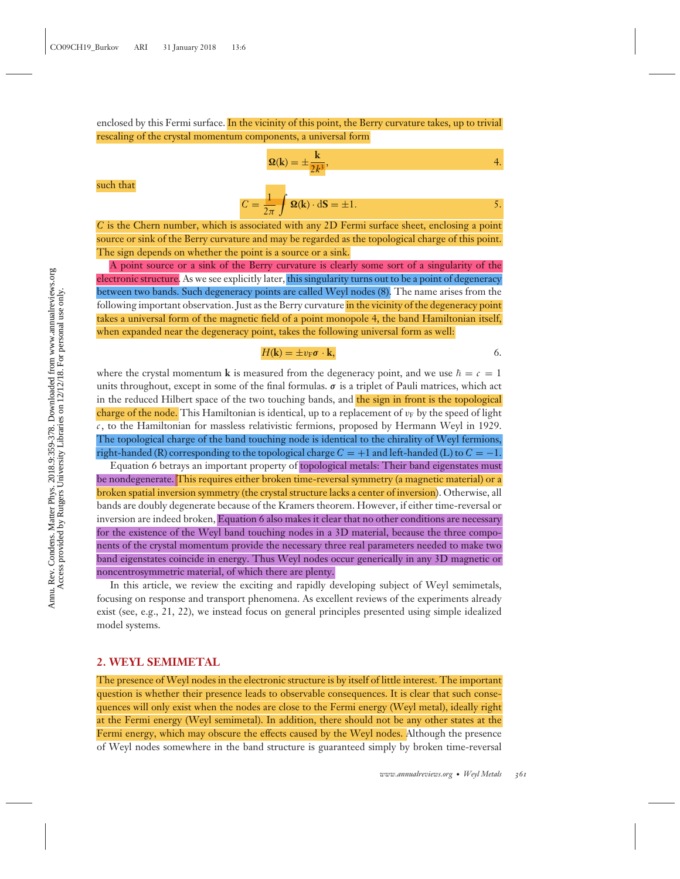enclosed by this Fermi surface. In the vicinity of this point, the Berry curvature takes, up to trivial rescaling of the crystal momentum components, a universal form

$$\mathbf{\Omega}(\mathbf{k}) = \pm \frac{\mathbf{k}}{2k^3}, \tag{4}$$

such that

$$C = \frac{1}{2\pi} \int \mathbf{\Omega}(\mathbf{k}) \cdot d\mathbf{S} = \pm 1. \tag{5}$$

$C$ is the Chern number, which is associated with any 2D Fermi surface sheet, enclosing a point source or sink of the Berry curvature and may be regarded as the topological charge of this point. The sign depends on whether the point is a source or a sink.

A point source or a sink of the Berry curvature is clearly some sort of a singularity of the electronic structure. As we see explicitly later, this singularity turns out to be a point of degeneracy between two bands. Such degeneracy points are called Weyl nodes (8). The name arises from the following important observation. Just as the Berry curvature in the vicinity of the degeneracy point takes a universal form of the magnetic field of a point monopole 4, the band Hamiltonian itself, when expanded near the degeneracy point, takes the following universal form as well:

$$H(\mathbf{k}) = \pm v_F \boldsymbol{\sigma} \cdot \mathbf{k}, \tag{6}$$

where the crystal momentum $\mathbf{k}$ is measured from the degeneracy point, and we use $\hbar = c = 1$ units throughout, except in some of the final formulas. $\boldsymbol{\sigma}$ is a triplet of Pauli matrices, which act in the reduced Hilbert space of the two touching bands, and the sign in front is the topological charge of the node. This Hamiltonian is identical, up to a replacement of $v_F$ by the speed of light $c$, to the Hamiltonian for massless relativistic fermions, proposed by Hermann Weyl in 1929. The topological charge of the band touching node is identical to the chirality of Weyl fermions, right-handed (R) corresponding to the topological charge $C = +1$ and left-handed (L) to $C = -1$.

Equation 6 betrays an important property of topological metals: Their band eigenstates must be nondegenerate. This requires either broken time-reversal symmetry (a magnetic material) or a broken spatial inversion symmetry (the crystal structure lacks a center of inversion). Otherwise, all bands are doubly degenerate because of the Kramers theorem. However, if either time-reversal or inversion are indeed broken, Equation 6 also makes it clear that no other conditions are necessary for the existence of the Weyl band touching nodes in a 3D material, because the three components of the crystal momentum provide the necessary three real parameters needed to make two band eigenstates coincide in energy. Thus Weyl nodes occur generically in any 3D magnetic or noncentrosymmetric material, of which there are plenty.

In this article, we review the exciting and rapidly developing subject of Weyl semimetals, focusing on response and transport phenomena. As excellent reviews of the experiments already exist (see, e.g., 21, 22), we instead focus on general principles presented using simple idealized model systems.

## 2. WEYL SEMIMETAL

The presence of Weyl nodes in the electronic structure is by itself of little interest. The important question is whether their presence leads to observable consequences. It is clear that such consequences will only exist when the nodes are close to the Fermi energy (Weyl metal), ideally right at the Fermi energy (Weyl semimetal). In addition, there should not be any other states at the Fermi energy, which may obscure the effects caused by the Weyl nodes. Although the presence of Weyl nodes somewhere in the band structure is guaranteed simply by broken time-reversal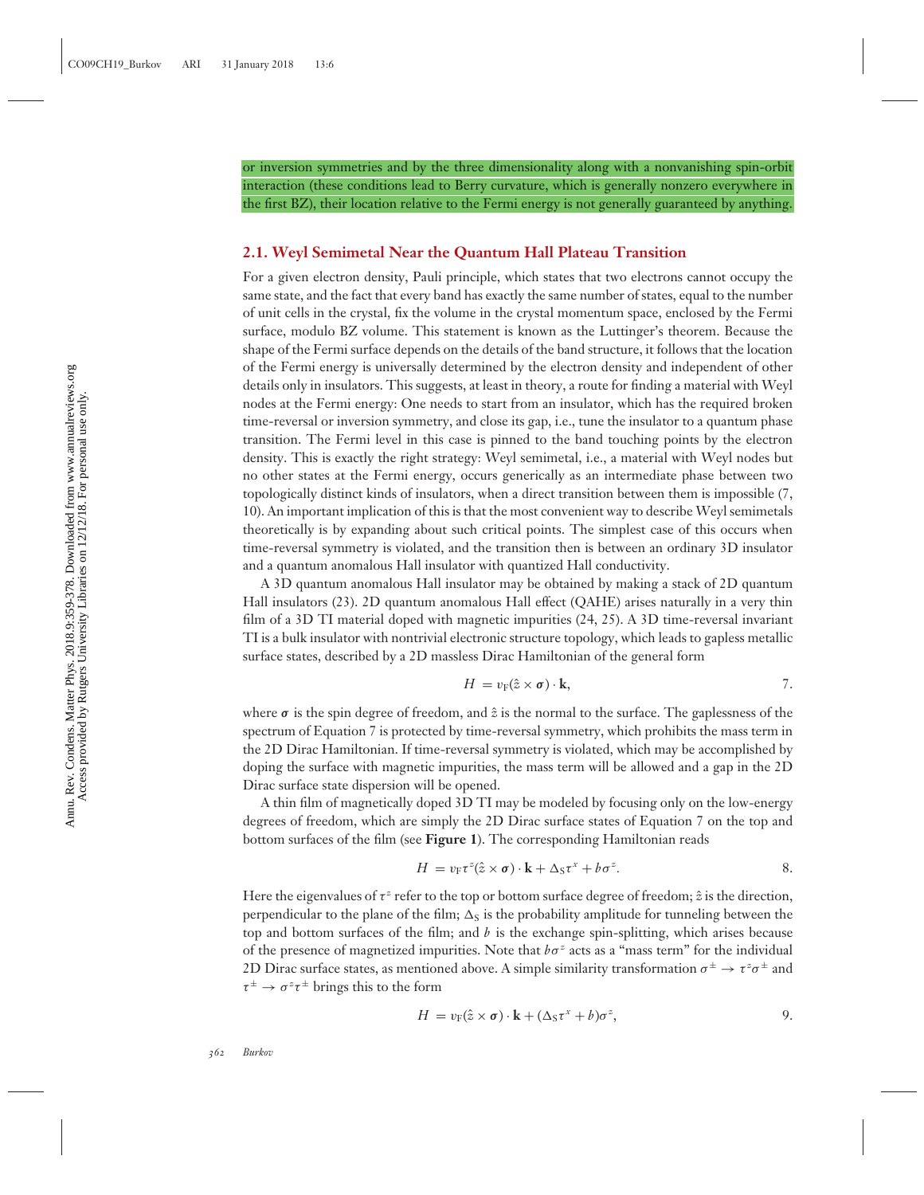or inversion symmetries and by the three dimensionality along with a nonvanishing spin-orbit interaction (these conditions lead to Berry curvature, which is generally nonzero everywhere in the first BZ), their location relative to the Fermi energy is not generally guaranteed by anything.

## 2.1. Weyl Semimetal Near the Quantum Hall Plateau Transition

For a given electron density, Pauli principle, which states that two electrons cannot occupy the same state, and the fact that every band has exactly the same number of states, equal to the number of unit cells in the crystal, fix the volume in the crystal momentum space, enclosed by the Fermi surface, modulo BZ volume. This statement is known as the Luttinger's theorem. Because the shape of the Fermi surface depends on the details of the band structure, it follows that the location of the Fermi energy is universally determined by the electron density and independent of other details only in insulators. This suggests, at least in theory, a route for finding a material with Weyl nodes at the Fermi energy: One needs to start from an insulator, which has the required broken time-reversal or inversion symmetry, and close its gap, i.e., tune the insulator to a quantum phase transition. The Fermi level in this case is pinned to the band touching points by the electron density. This is exactly the right strategy: Weyl semimetal, i.e., a material with Weyl nodes but no other states at the Fermi energy, occurs generically as an intermediate phase between two topologically distinct kinds of insulators, when a direct transition between them is impossible (7, 10). An important implication of this is that the most convenient way to describe Weyl semimetals theoretically is by expanding about such critical points. The simplest case of this occurs when time-reversal symmetry is violated, and the transition then is between an ordinary 3D insulator and a quantum anomalous Hall insulator with quantized Hall conductivity.

A 3D quantum anomalous Hall insulator may be obtained by making a stack of 2D quantum Hall insulators (23). 2D quantum anomalous Hall effect (QAHE) arises naturally in a very thin film of a 3D TI material doped with magnetic impurities (24, 25). A 3D time-reversal invariant TI is a bulk insulator with nontrivial electronic structure topology, which leads to gapless metallic surface states, described by a 2D massless Dirac Hamiltonian of the general form

$$H = v_{\mathrm{F}}(\hat{z} \times \boldsymbol{\sigma}) \cdot \mathbf{k}, \qquad 7.$$

where $\boldsymbol{\sigma}$ is the spin degree of freedom, and $\hat{z}$ is the normal to the surface. The gaplessness of the spectrum of Equation 7 is protected by time-reversal symmetry, which prohibits the mass term in the 2D Dirac Hamiltonian. If time-reversal symmetry is violated, which may be accomplished by doping the surface with magnetic impurities, the mass term will be allowed and a gap in the 2D Dirac surface state dispersion will be opened.

A thin film of magnetically doped 3D TI may be modeled by focusing only on the low-energy degrees of freedom, which are simply the 2D Dirac surface states of Equation 7 on the top and bottom surfaces of the film (see **Figure 1**). The corresponding Hamiltonian reads

$$H = v_{\mathrm{F}}\tau^z(\hat{z} \times \boldsymbol{\sigma}) \cdot \mathbf{k} + \Delta_{\mathrm{S}}\tau^x + b\sigma^z. \qquad 8.$$

Here the eigenvalues of $\tau^z$ refer to the top or bottom surface degree of freedom; $\hat{z}$ is the direction, perpendicular to the plane of the film; $\Delta_{\mathrm{S}}$ is the probability amplitude for tunneling between the top and bottom surfaces of the film; and $b$ is the exchange spin-splitting, which arises because of the presence of magnetized impurities. Note that $b\sigma^z$ acts as a "mass term" for the individual 2D Dirac surface states, as mentioned above. A simple similarity transformation $\sigma^{\pm} \to \tau^z\sigma^{\pm}$ and $\tau^{\pm} \to \sigma^z\tau^{\pm}$ brings this to the form

$$H = v_{\mathrm{F}}(\hat{z} \times \boldsymbol{\sigma}) \cdot \mathbf{k} + (\Delta_{\mathrm{S}}\tau^x + b)\sigma^z, \qquad 9.$$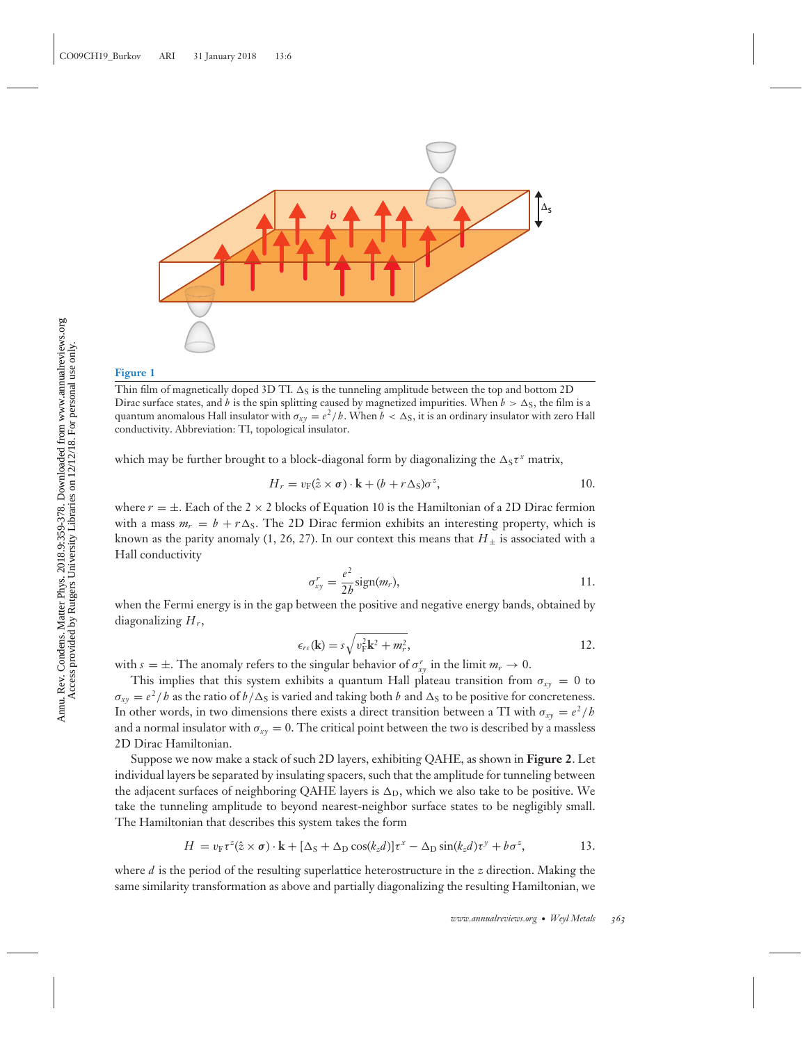**Figure 1**

Thin film of magnetically doped 3D TI. $\Delta_S$ is the tunneling amplitude between the top and bottom 2D Dirac surface states, and $b$ is the spin splitting caused by magnetized impurities. When $b > \Delta_S$, the film is a quantum anomalous Hall insulator with $\sigma_{xy} = e^2/h$. When $b < \Delta_S$, it is an ordinary insulator with zero Hall conductivity. Abbreviation: TI, topological insulator.

which may be further brought to a block-diagonal form by diagonalizing the $\Delta_S \tau^x$ matrix,

$$H_r = v_F(\hat{z} \times \boldsymbol{\sigma}) \cdot \mathbf{k} + (b + r\Delta_S)\sigma^z, \tag{10}$$

where $r = \pm$. Each of the $2 \times 2$ blocks of Equation 10 is the Hamiltonian of a 2D Dirac fermion with a mass $m_r = b + r\Delta_S$. The 2D Dirac fermion exhibits an interesting property, which is known as the parity anomaly (1, 26, 27). In our context this means that $H_\pm$ is associated with a Hall conductivity

$$\sigma_{xy}^r = \frac{e^2}{2h}\text{sign}(m_r), \tag{11}$$

when the Fermi energy is in the gap between the positive and negative energy bands, obtained by diagonalizing $H_r$,

$$\epsilon_{rs}(\mathbf{k}) = s\sqrt{v_F^2\mathbf{k}^2 + m_r^2}, \tag{12}$$

with $s = \pm$. The anomaly refers to the singular behavior of $\sigma_{xy}^r$ in the limit $m_r \to 0$.

This implies that this system exhibits a quantum Hall plateau transition from $\sigma_{xy} = 0$ to $\sigma_{xy} = e^2/h$ as the ratio of $b/\Delta_S$ is varied and taking both $b$ and $\Delta_S$ to be positive for concreteness. In other words, in two dimensions there exists a direct transition between a TI with $\sigma_{xy} = e^2/h$ and a normal insulator with $\sigma_{xy} = 0$. The critical point between the two is described by a massless 2D Dirac Hamiltonian.

Suppose we now make a stack of such 2D layers, exhibiting QAHE, as shown in **Figure 2**. Let individual layers be separated by insulating spacers, such that the amplitude for tunneling between the adjacent surfaces of neighboring QAHE layers is $\Delta_D$, which we also take to be positive. We take the tunneling amplitude to beyond nearest-neighbor surface states to be negligibly small. The Hamiltonian that describes this system takes the form

$$H = v_F\tau^z(\hat{z} \times \boldsymbol{\sigma}) \cdot \mathbf{k} + [\Delta_S + \Delta_D\cos(k_z d)]\tau^x - \Delta_D\sin(k_z d)\tau^y + b\sigma^z, \tag{13}$$

where $d$ is the period of the resulting superlattice heterostructure in the $z$ direction. Making the same similarity transformation as above and partially diagonalizing the resulting Hamiltonian, we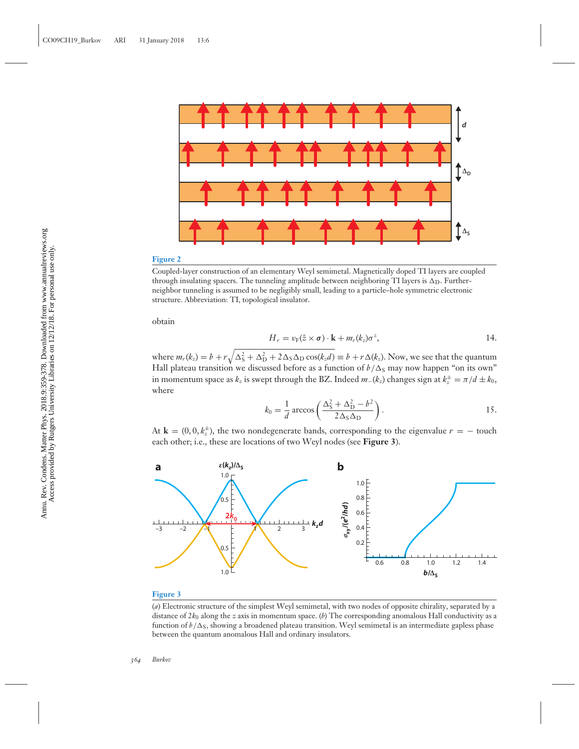**Figure 2**

Coupled-layer construction of an elementary Weyl semimetal. Magnetically doped TI layers are coupled through insulating spacers. The tunneling amplitude between neighboring TI layers is $\Delta_D$. Further-neighbor tunneling is assumed to be negligibly small, leading to a particle–hole symmetric electronic structure. Abbreviation: TI, topological insulator.

obtain

$$H_r = v_F(\hat{z} \times \boldsymbol{\sigma}) \cdot \mathbf{k} + m_r(k_z)\sigma^z, \tag{14}$$

where $m_r(k_z) = b + r\sqrt{\Delta_S^2 + \Delta_D^2 + 2\Delta_S\Delta_D \cos(k_z d)} \equiv b + r\Delta(k_z)$. Now, we see that the quantum Hall plateau transition we discussed before as a function of $b/\Delta_S$ may now happen "on its own" in momentum space as $k_z$ is swept through the BZ. Indeed $m_-(k_z)$ changes sign at $k_z^{\pm} = \pi/d \pm k_0$, where

$$k_0 = \frac{1}{d} \arccos\left(\frac{\Delta_S^2 + \Delta_D^2 - b^2}{2\Delta_S\Delta_D}\right). \tag{15}$$

At $\mathbf{k} = (0, 0, k_z^{\pm})$, the two nondegenerate bands, corresponding to the eigenvalue $r = -$ touch each other; i.e., these are locations of two Weyl nodes (see **Figure 3**).

**Figure 3**

(*a*) Electronic structure of the simplest Weyl semimetal, with two nodes of opposite chirality, separated by a distance of $2k_0$ along the $z$ axis in momentum space. (*b*) The corresponding anomalous Hall conductivity as a function of $b/\Delta_S$, showing a broadened plateau transition. Weyl semimetal is an intermediate gapless phase between the quantum anomalous Hall and ordinary insulators.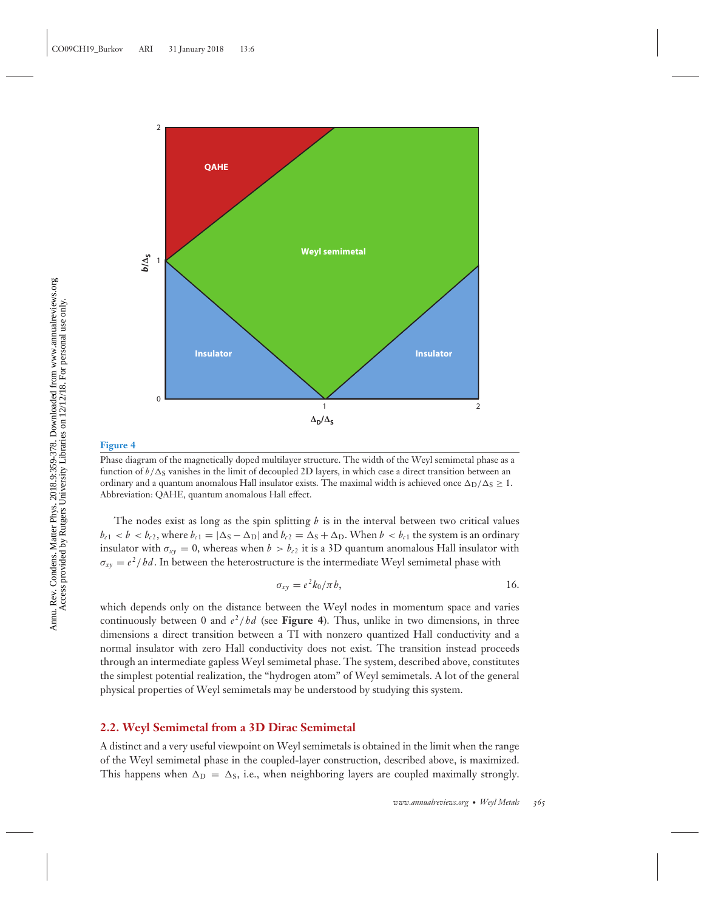**Figure 4**

Phase diagram of the magnetically doped multilayer structure. The width of the Weyl semimetal phase as a function of $b/\Delta_S$ vanishes in the limit of decoupled 2D layers, in which case a direct transition between an ordinary and a quantum anomalous Hall insulator exists. The maximal width is achieved once $\Delta_D/\Delta_S \geq 1$. Abbreviation: QAHE, quantum anomalous Hall effect.

The nodes exist as long as the spin splitting $b$ is in the interval between two critical values $b_{c1} < b < b_{c2}$, where $b_{c1} = |\Delta_S - \Delta_D|$ and $b_{c2} = \Delta_S + \Delta_D$. When $b < b_{c1}$ the system is an ordinary insulator with $\sigma_{xy} = 0$, whereas when $b > b_{c2}$ it is a 3D quantum anomalous Hall insulator with $\sigma_{xy} = e^2/hd$. In between the heterostructure is the intermediate Weyl semimetal phase with

$$\sigma_{xy} = e^2 k_0/\pi h, \tag{16}$$

which depends only on the distance between the Weyl nodes in momentum space and varies continuously between 0 and $e^2/hd$ (see **Figure 4**). Thus, unlike in two dimensions, in three dimensions a direct transition between a TI with nonzero quantized Hall conductivity and a normal insulator with zero Hall conductivity does not exist. The transition instead proceeds through an intermediate gapless Weyl semimetal phase. The system, described above, constitutes the simplest potential realization, the "hydrogen atom" of Weyl semimetals. A lot of the general physical properties of Weyl semimetals may be understood by studying this system.

## 2.2. Weyl Semimetal from a 3D Dirac Semimetal

A distinct and a very useful viewpoint on Weyl semimetals is obtained in the limit when the range of the Weyl semimetal phase in the coupled-layer construction, described above, is maximized. This happens when $\Delta_D = \Delta_S$, i.e., when neighboring layers are coupled maximally strongly.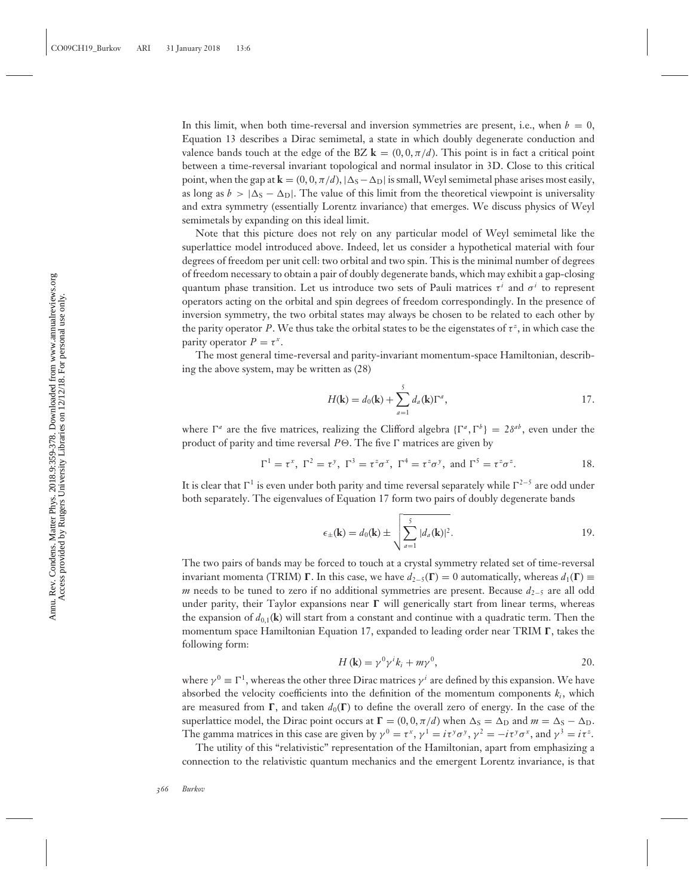In this limit, when both time-reversal and inversion symmetries are present, i.e., when $b = 0$, Equation 13 describes a Dirac semimetal, a state in which doubly degenerate conduction and valence bands touch at the edge of the BZ $\mathbf{k} = (0, 0, \pi/d)$. This point is in fact a critical point between a time-reversal invariant topological and normal insulator in 3D. Close to this critical point, when the gap at $\mathbf{k} = (0, 0, \pi/d)$, $|\Delta_S - \Delta_D|$ is small, Weyl semimetal phase arises most easily, as long as $b > |\Delta_S - \Delta_D|$. The value of this limit from the theoretical viewpoint is universality and extra symmetry (essentially Lorentz invariance) that emerges. We discuss physics of Weyl semimetals by expanding on this ideal limit.

Note that this picture does not rely on any particular model of Weyl semimetal like the superlattice model introduced above. Indeed, let us consider a hypothetical material with four degrees of freedom per unit cell: two orbital and two spin. This is the minimal number of degrees of freedom necessary to obtain a pair of doubly degenerate bands, which may exhibit a gap-closing quantum phase transition. Let us introduce two sets of Pauli matrices $\tau^i$ and $\sigma^i$ to represent operators acting on the orbital and spin degrees of freedom correspondingly. In the presence of inversion symmetry, the two orbital states may always be chosen to be related to each other by the parity operator $P$. We thus take the orbital states to be the eigenstates of $\tau^z$, in which case the parity operator $P = \tau^x$.

The most general time-reversal and parity-invariant momentum-space Hamiltonian, describing the above system, may be written as (28)

$$H(\mathbf{k}) = d_0(\mathbf{k}) + \sum_{a=1}^{5} d_a(\mathbf{k})\Gamma^a, \tag{17}$$

where $\Gamma^a$ are the five matrices, realizing the Clifford algebra $\{\Gamma^a, \Gamma^b\} = 2\delta^{ab}$, even under the product of parity and time reversal $P\Theta$. The five $\Gamma$ matrices are given by

$$\Gamma^1 = \tau^x,\ \Gamma^2 = \tau^y,\ \Gamma^3 = \tau^z\sigma^x,\ \Gamma^4 = \tau^z\sigma^y,\ \text{and}\ \Gamma^5 = \tau^z\sigma^z. \tag{18}$$

It is clear that $\Gamma^1$ is even under both parity and time reversal separately while $\Gamma^{2-5}$ are odd under both separately. The eigenvalues of Equation 17 form two pairs of doubly degenerate bands

$$\epsilon_{\pm}(\mathbf{k}) = d_0(\mathbf{k}) \pm \sqrt{\sum_{a=1}^{5} |d_a(\mathbf{k})|^2}. \tag{19}$$

The two pairs of bands may be forced to touch at a crystal symmetry related set of time-reversal invariant momenta (TRIM) $\mathbf{\Gamma}$. In this case, we have $d_{2-5}(\mathbf{\Gamma}) = 0$ automatically, whereas $d_1(\mathbf{\Gamma}) \equiv m$ needs to be tuned to zero if no additional symmetries are present. Because $d_{2-5}$ are all odd under parity, their Taylor expansions near $\mathbf{\Gamma}$ will generically start from linear terms, whereas the expansion of $d_{0,1}(\mathbf{k})$ will start from a constant and continue with a quadratic term. Then the momentum space Hamiltonian Equation 17, expanded to leading order near TRIM $\mathbf{\Gamma}$, takes the following form:

$$H(\mathbf{k}) = \gamma^0\gamma^i k_i + m\gamma^0, \tag{20}$$

where $\gamma^0 \equiv \Gamma^1$, whereas the other three Dirac matrices $\gamma^i$ are defined by this expansion. We have absorbed the velocity coefficients into the definition of the momentum components $k_i$, which are measured from $\mathbf{\Gamma}$, and taken $d_0(\mathbf{\Gamma})$ to define the overall zero of energy. In the case of the superlattice model, the Dirac point occurs at $\mathbf{\Gamma} = (0, 0, \pi/d)$ when $\Delta_S = \Delta_D$ and $m = \Delta_S - \Delta_D$. The gamma matrices in this case are given by $\gamma^0 = \tau^x$, $\gamma^1 = i\tau^y\sigma^y$, $\gamma^2 = -i\tau^y\sigma^x$, and $\gamma^3 = i\tau^z$.

The utility of this "relativistic" representation of the Hamiltonian, apart from emphasizing a connection to the relativistic quantum mechanics and the emergent Lorentz invariance, is that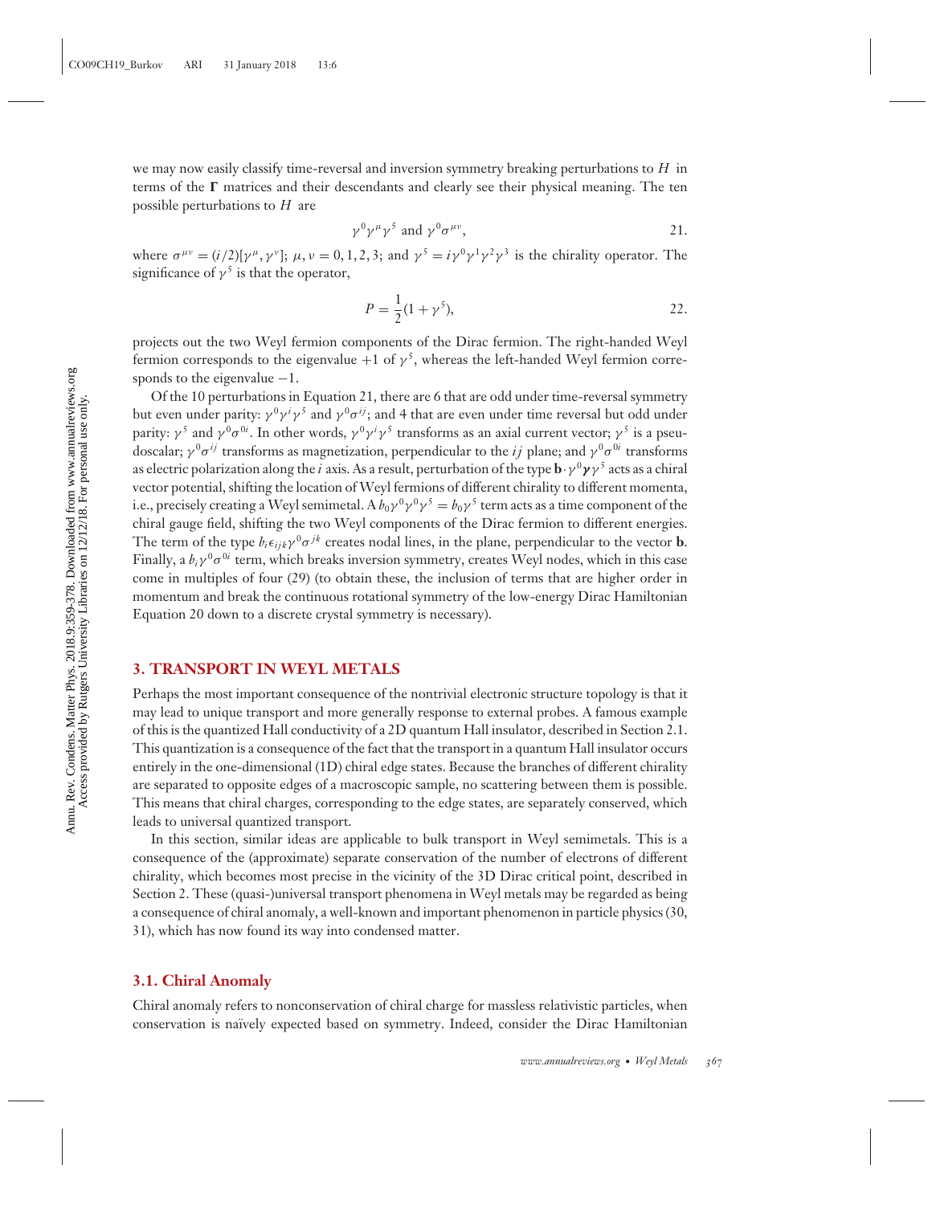we may now easily classify time-reversal and inversion symmetry breaking perturbations to $H$ in terms of the $\mathbf{\Gamma}$ matrices and their descendants and clearly see their physical meaning. The ten possible perturbations to $H$ are

$$\gamma^0\gamma^\mu\gamma^5 \text{ and } \gamma^0\sigma^{\mu\nu}, \tag{21.}$$

where $\sigma^{\mu\nu} = (i/2)[\gamma^\mu, \gamma^\nu]$; $\mu, \nu = 0, 1, 2, 3$; and $\gamma^5 = i\gamma^0\gamma^1\gamma^2\gamma^3$ is the chirality operator. The significance of $\gamma^5$ is that the operator,

$$P = \frac{1}{2}(1 + \gamma^5), \tag{22.}$$

projects out the two Weyl fermion components of the Dirac fermion. The right-handed Weyl fermion corresponds to the eigenvalue $+1$ of $\gamma^5$, whereas the left-handed Weyl fermion corresponds to the eigenvalue $-1$.

Of the 10 perturbations in Equation 21, there are 6 that are odd under time-reversal symmetry but even under parity: $\gamma^0\gamma^i\gamma^5$ and $\gamma^0\sigma^{ij}$; and 4 that are even under time reversal but odd under parity: $\gamma^5$ and $\gamma^0\sigma^{0i}$. In other words, $\gamma^0\gamma^i\gamma^5$ transforms as an axial current vector; $\gamma^5$ is a pseudoscalar; $\gamma^0\sigma^{ij}$ transforms as magnetization, perpendicular to the $ij$ plane; and $\gamma^0\sigma^{0i}$ transforms as electric polarization along the $i$ axis. As a result, perturbation of the type $\mathbf{b}\cdot\gamma^0\boldsymbol{\gamma}\gamma^5$ acts as a chiral vector potential, shifting the location of Weyl fermions of different chirality to different momenta, i.e., precisely creating a Weyl semimetal. A $b_0\gamma^0\gamma^0\gamma^5 = b_0\gamma^5$ term acts as a time component of the chiral gauge field, shifting the two Weyl components of the Dirac fermion to different energies. The term of the type $b_i\epsilon_{ijk}\gamma^0\sigma^{jk}$ creates nodal lines, in the plane, perpendicular to the vector $\mathbf{b}$. Finally, a $b_i\gamma^0\sigma^{0i}$ term, which breaks inversion symmetry, creates Weyl nodes, which in this case come in multiples of four (29) (to obtain these, the inclusion of terms that are higher order in momentum and break the continuous rotational symmetry of the low-energy Dirac Hamiltonian Equation 20 down to a discrete crystal symmetry is necessary).

## 3. TRANSPORT IN WEYL METALS

Perhaps the most important consequence of the nontrivial electronic structure topology is that it may lead to unique transport and more generally response to external probes. A famous example of this is the quantized Hall conductivity of a 2D quantum Hall insulator, described in Section 2.1. This quantization is a consequence of the fact that the transport in a quantum Hall insulator occurs entirely in the one-dimensional (1D) chiral edge states. Because the branches of different chirality are separated to opposite edges of a macroscopic sample, no scattering between them is possible. This means that chiral charges, corresponding to the edge states, are separately conserved, which leads to universal quantized transport.

In this section, similar ideas are applicable to bulk transport in Weyl semimetals. This is a consequence of the (approximate) separate conservation of the number of electrons of different chirality, which becomes most precise in the vicinity of the 3D Dirac critical point, described in Section 2. These (quasi-)universal transport phenomena in Weyl metals may be regarded as being a consequence of chiral anomaly, a well-known and important phenomenon in particle physics (30, 31), which has now found its way into condensed matter.

### 3.1. Chiral Anomaly

Chiral anomaly refers to nonconservation of chiral charge for massless relativistic particles, when conservation is naïvely expected based on symmetry. Indeed, consider the Dirac Hamiltonian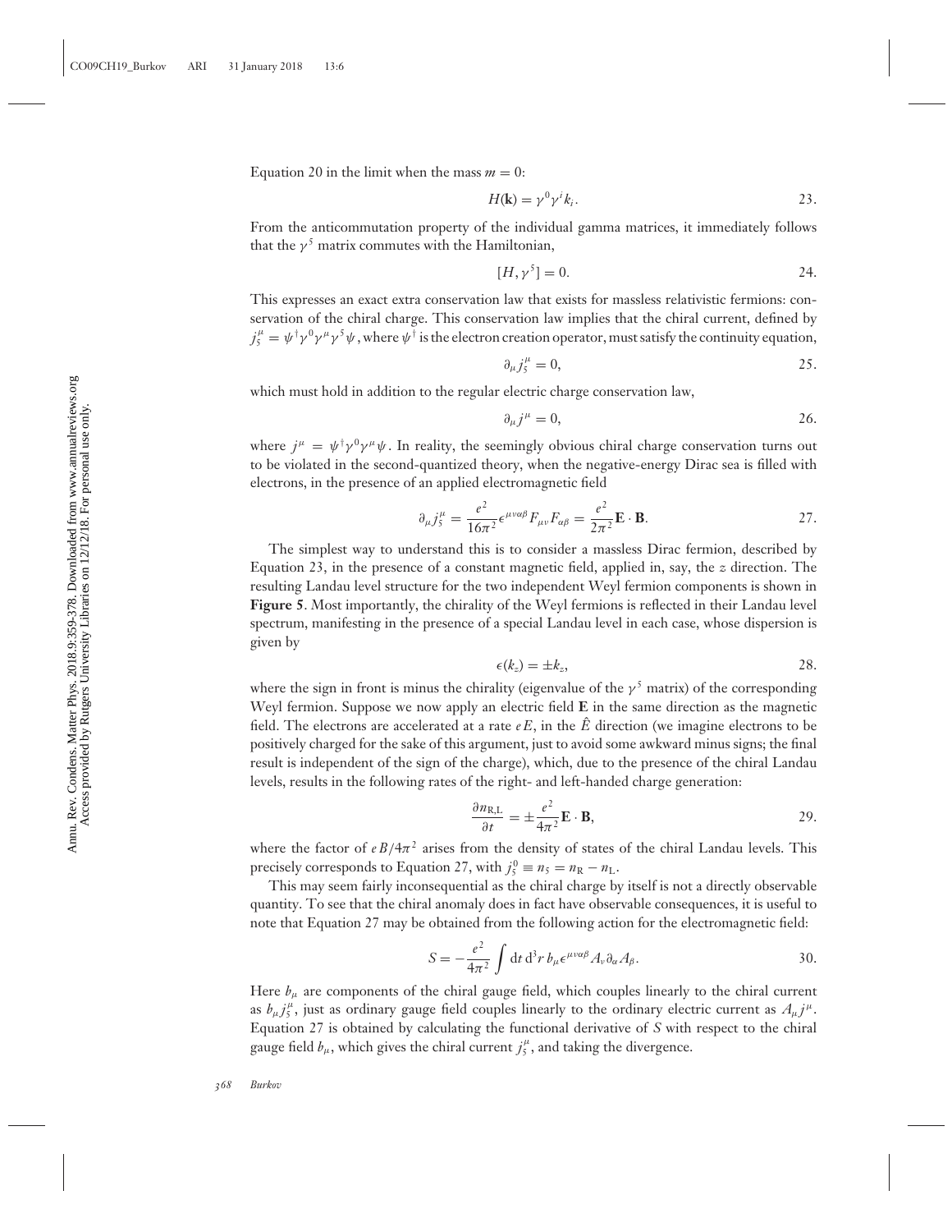Equation 20 in the limit when the mass $m = 0$:

$$H(\mathbf{k}) = \gamma^0 \gamma^i k_i. \tag{23}$$

From the anticommutation property of the individual gamma matrices, it immediately follows that the $\gamma^5$ matrix commutes with the Hamiltonian,

$$[H, \gamma^5] = 0. \tag{24}$$

This expresses an exact extra conservation law that exists for massless relativistic fermions: conservation of the chiral charge. This conservation law implies that the chiral current, defined by $j_5^\mu = \psi^\dagger \gamma^0 \gamma^\mu \gamma^5 \psi$, where $\psi^\dagger$ is the electron creation operator, must satisfy the continuity equation,

$$\partial_\mu j_5^\mu = 0, \tag{25}$$

which must hold in addition to the regular electric charge conservation law,

$$\partial_\mu j^\mu = 0, \tag{26}$$

where $j^\mu = \psi^\dagger \gamma^0 \gamma^\mu \psi$. In reality, the seemingly obvious chiral charge conservation turns out to be violated in the second-quantized theory, when the negative-energy Dirac sea is filled with electrons, in the presence of an applied electromagnetic field

$$\partial_\mu j_5^\mu = \frac{e^2}{16\pi^2} \epsilon^{\mu\nu\alpha\beta} F_{\mu\nu} F_{\alpha\beta} = \frac{e^2}{2\pi^2} \mathbf{E} \cdot \mathbf{B}. \tag{27}$$

The simplest way to understand this is to consider a massless Dirac fermion, described by Equation 23, in the presence of a constant magnetic field, applied in, say, the $z$ direction. The resulting Landau level structure for the two independent Weyl fermion components is shown in **Figure 5**. Most importantly, the chirality of the Weyl fermions is reflected in their Landau level spectrum, manifesting in the presence of a special Landau level in each case, whose dispersion is given by

$$\epsilon(k_z) = \pm k_z, \tag{28}$$

where the sign in front is minus the chirality (eigenvalue of the $\gamma^5$ matrix) of the corresponding Weyl fermion. Suppose we now apply an electric field $\mathbf{E}$ in the same direction as the magnetic field. The electrons are accelerated at a rate $eE$, in the $\hat{E}$ direction (we imagine electrons to be positively charged for the sake of this argument, just to avoid some awkward minus signs; the final result is independent of the sign of the charge), which, due to the presence of the chiral Landau levels, results in the following rates of the right- and left-handed charge generation:

$$\frac{\partial n_{\text{R,L}}}{\partial t} = \pm \frac{e^2}{4\pi^2} \mathbf{E} \cdot \mathbf{B}, \tag{29}$$

where the factor of $eB/4\pi^2$ arises from the density of states of the chiral Landau levels. This precisely corresponds to Equation 27, with $j_5^0 \equiv n_5 = n_\text{R} - n_\text{L}$.

This may seem fairly inconsequential as the chiral charge by itself is not a directly observable quantity. To see that the chiral anomaly does in fact have observable consequences, it is useful to note that Equation 27 may be obtained from the following action for the electromagnetic field:

$$S = -\frac{e^2}{4\pi^2} \int \mathrm{d}t \, \mathrm{d}^3 r \, b_\mu \epsilon^{\mu\nu\alpha\beta} A_\nu \partial_\alpha A_\beta. \tag{30}$$

Here $b_\mu$ are components of the chiral gauge field, which couples linearly to the chiral current as $b_\mu j_5^\mu$, just as ordinary gauge field couples linearly to the ordinary electric current as $A_\mu j^\mu$. Equation 27 is obtained by calculating the functional derivative of $S$ with respect to the chiral gauge field $b_\mu$, which gives the chiral current $j_5^\mu$, and taking the divergence.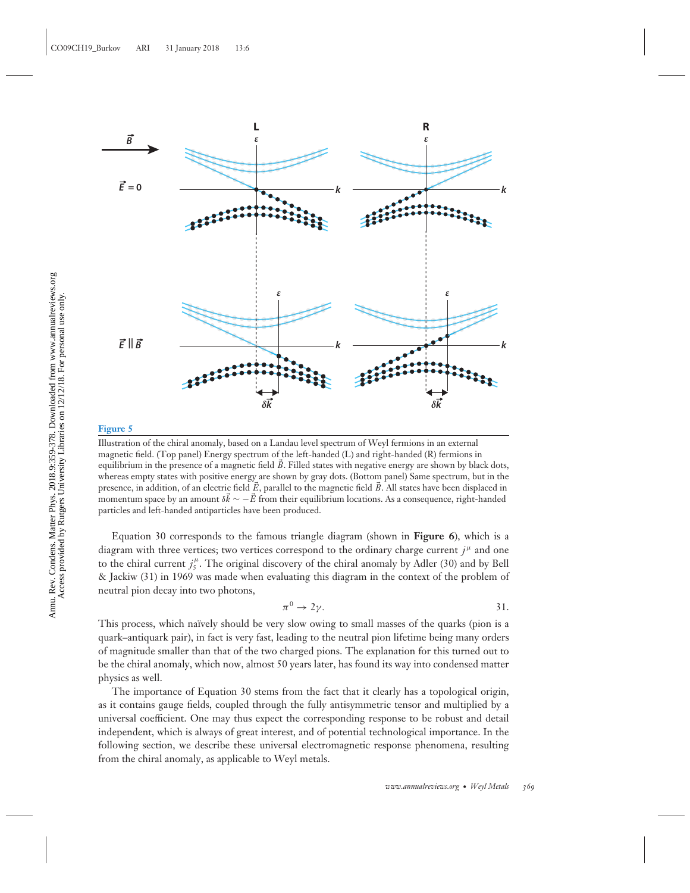**Figure 5**

Illustration of the chiral anomaly, based on a Landau level spectrum of Weyl fermions in an external magnetic field. (Top panel) Energy spectrum of the left-handed (L) and right-handed (R) fermions in equilibrium in the presence of a magnetic field $\vec{B}$. Filled states with negative energy are shown by black dots, whereas empty states with positive energy are shown by gray dots. (Bottom panel) Same spectrum, but in the presence, in addition, of an electric field $\vec{E}$, parallel to the magnetic field $\vec{B}$. All states have been displaced in momentum space by an amount $\delta\vec{k} \sim -\vec{E}$ from their equilibrium locations. As a consequence, right-handed particles and left-handed antiparticles have been produced.

Equation 30 corresponds to the famous triangle diagram (shown in **Figure 6**), which is a diagram with three vertices; two vertices correspond to the ordinary charge current $j^\mu$ and one to the chiral current $j_5^\mu$. The original discovery of the chiral anomaly by Adler (30) and by Bell & Jackiw (31) in 1969 was made when evaluating this diagram in the context of the problem of neutral pion decay into two photons,

$$\pi^0 \to 2\gamma. \qquad 31.$$

This process, which naïvely should be very slow owing to small masses of the quarks (pion is a quark–antiquark pair), in fact is very fast, leading to the neutral pion lifetime being many orders of magnitude smaller than that of the two charged pions. The explanation for this turned out to be the chiral anomaly, which now, almost 50 years later, has found its way into condensed matter physics as well.

The importance of Equation 30 stems from the fact that it clearly has a topological origin, as it contains gauge fields, coupled through the fully antisymmetric tensor and multiplied by a universal coefficient. One may thus expect the corresponding response to be robust and detail independent, which is always of great interest, and of potential technological importance. In the following section, we describe these universal electromagnetic response phenomena, resulting from the chiral anomaly, as applicable to Weyl metals.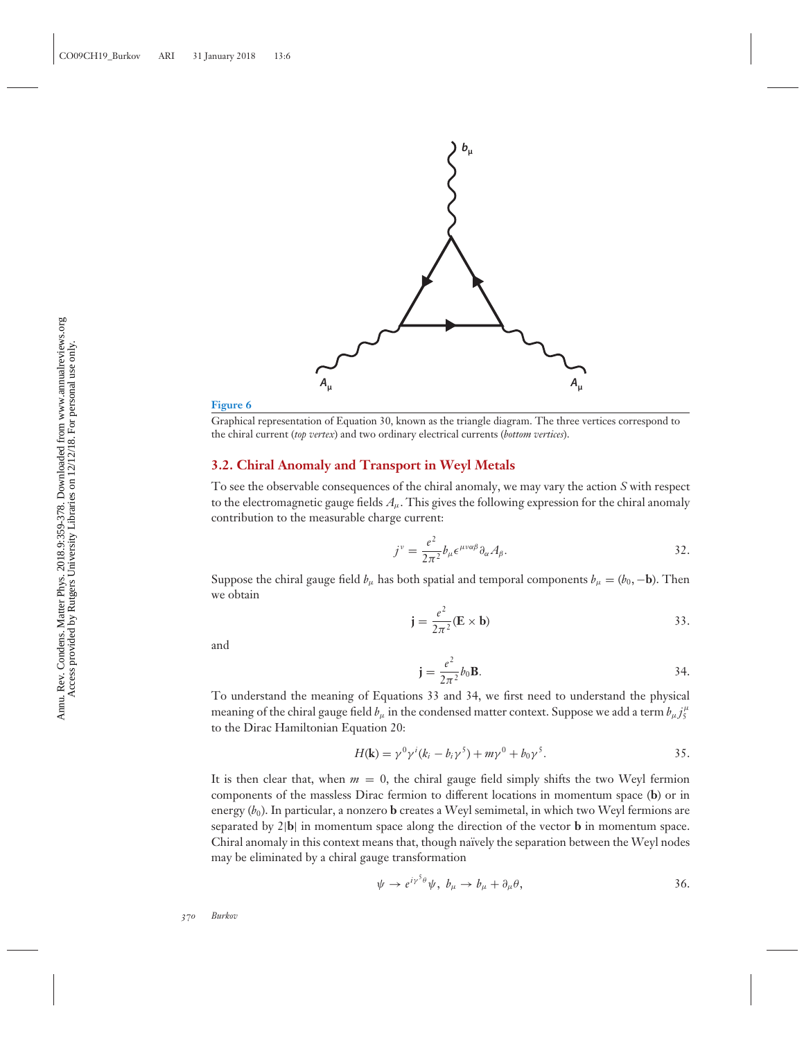**Figure 6**

Graphical representation of Equation 30, known as the triangle diagram. The three vertices correspond to the chiral current (*top vertex*) and two ordinary electrical currents (*bottom vertices*).

## 3.2. Chiral Anomaly and Transport in Weyl Metals

To see the observable consequences of the chiral anomaly, we may vary the action $S$ with respect to the electromagnetic gauge fields $A_\mu$. This gives the following expression for the chiral anomaly contribution to the measurable charge current:

$$j^\nu = \frac{e^2}{2\pi^2} b_\mu \epsilon^{\mu\nu\alpha\beta} \partial_\alpha A_\beta. \tag{32}$$

Suppose the chiral gauge field $b_\mu$ has both spatial and temporal components $b_\mu = (b_0, -\mathbf{b})$. Then we obtain

$$\mathbf{j} = \frac{e^2}{2\pi^2}(\mathbf{E} \times \mathbf{b}) \tag{33}$$

and

$$\mathbf{j} = \frac{e^2}{2\pi^2} b_0 \mathbf{B}. \tag{34}$$

To understand the meaning of Equations 33 and 34, we first need to understand the physical meaning of the chiral gauge field $b_\mu$ in the condensed matter context. Suppose we add a term $b_\mu j_5^\mu$ to the Dirac Hamiltonian Equation 20:

$$H(\mathbf{k}) = \gamma^0 \gamma^i (k_i - b_i \gamma^5) + m\gamma^0 + b_0 \gamma^5. \tag{35}$$

It is then clear that, when $m = 0$, the chiral gauge field simply shifts the two Weyl fermion components of the massless Dirac fermion to different locations in momentum space ($\mathbf{b}$) or in energy ($b_0$). In particular, a nonzero $\mathbf{b}$ creates a Weyl semimetal, in which two Weyl fermions are separated by $2|\mathbf{b}|$ in momentum space along the direction of the vector $\mathbf{b}$ in momentum space. Chiral anomaly in this context means that, though naïvely the separation between the Weyl nodes may be eliminated by a chiral gauge transformation

$$\psi \to e^{i\gamma^5\theta}\psi, \; b_\mu \to b_\mu + \partial_\mu \theta, \tag{36}$$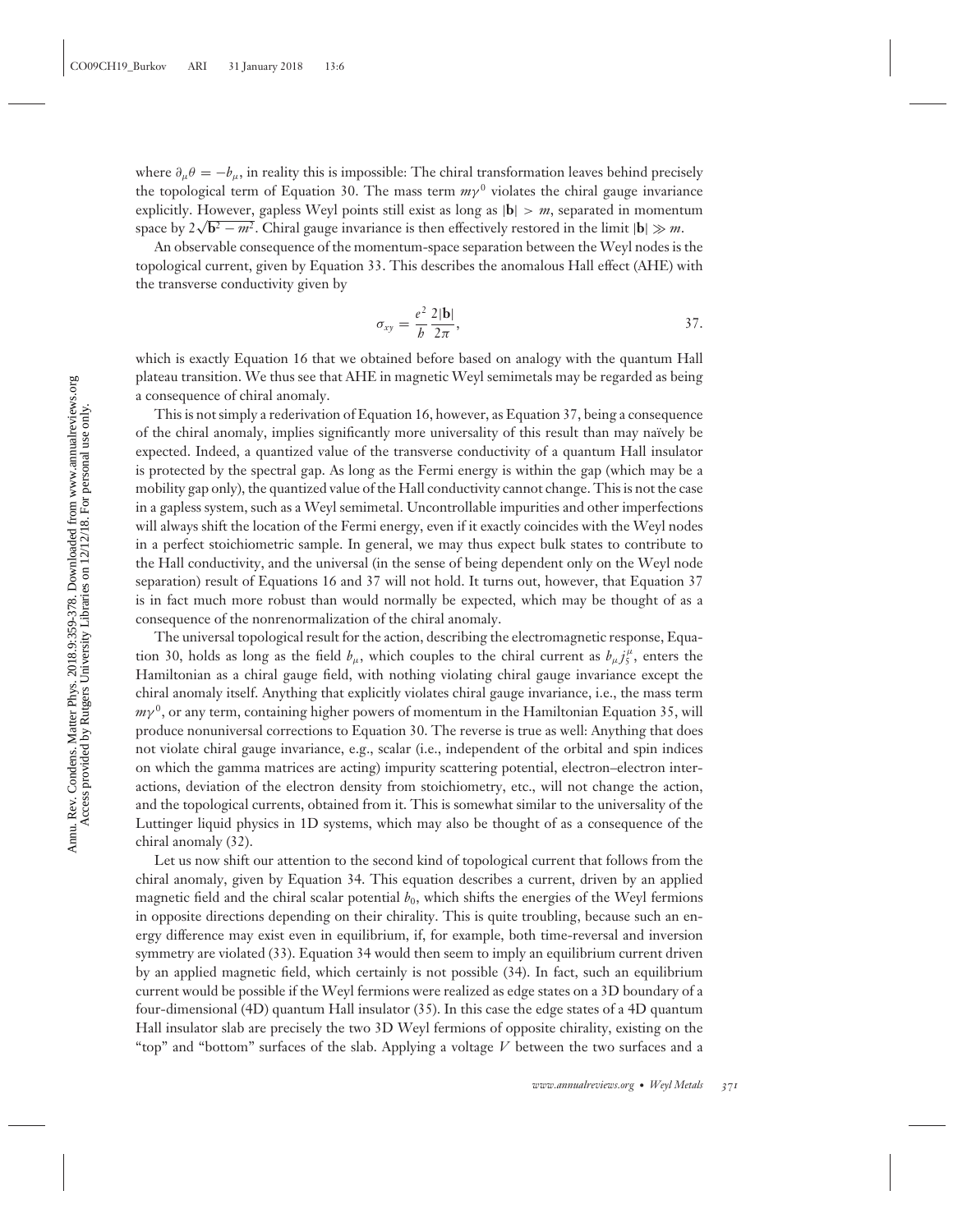where $\partial_\mu \theta = -b_\mu$, in reality this is impossible: The chiral transformation leaves behind precisely the topological term of Equation 30. The mass term $m\gamma^0$ violates the chiral gauge invariance explicitly. However, gapless Weyl points still exist as long as $|\mathbf{b}| > m$, separated in momentum space by $2\sqrt{\mathbf{b}^2 - m^2}$. Chiral gauge invariance is then effectively restored in the limit $|\mathbf{b}| \gg m$.

An observable consequence of the momentum-space separation between the Weyl nodes is the topological current, given by Equation 33. This describes the anomalous Hall effect (AHE) with the transverse conductivity given by

$$\sigma_{xy} = \frac{e^2}{h} \frac{2|\mathbf{b}|}{2\pi}, \tag{37}$$

which is exactly Equation 16 that we obtained before based on analogy with the quantum Hall plateau transition. We thus see that AHE in magnetic Weyl semimetals may be regarded as being a consequence of chiral anomaly.

This is not simply a rederivation of Equation 16, however, as Equation 37, being a consequence of the chiral anomaly, implies significantly more universality of this result than may naïvely be expected. Indeed, a quantized value of the transverse conductivity of a quantum Hall insulator is protected by the spectral gap. As long as the Fermi energy is within the gap (which may be a mobility gap only), the quantized value of the Hall conductivity cannot change. This is not the case in a gapless system, such as a Weyl semimetal. Uncontrollable impurities and other imperfections will always shift the location of the Fermi energy, even if it exactly coincides with the Weyl nodes in a perfect stoichiometric sample. In general, we may thus expect bulk states to contribute to the Hall conductivity, and the universal (in the sense of being dependent only on the Weyl node separation) result of Equations 16 and 37 will not hold. It turns out, however, that Equation 37 is in fact much more robust than would normally be expected, which may be thought of as a consequence of the nonrenormalization of the chiral anomaly.

The universal topological result for the action, describing the electromagnetic response, Equation 30, holds as long as the field $b_\mu$, which couples to the chiral current as $b_\mu j_5^\mu$, enters the Hamiltonian as a chiral gauge field, with nothing violating chiral gauge invariance except the chiral anomaly itself. Anything that explicitly violates chiral gauge invariance, i.e., the mass term $m\gamma^0$, or any term, containing higher powers of momentum in the Hamiltonian Equation 35, will produce nonuniversal corrections to Equation 30. The reverse is true as well: Anything that does not violate chiral gauge invariance, e.g., scalar (i.e., independent of the orbital and spin indices on which the gamma matrices are acting) impurity scattering potential, electron–electron interactions, deviation of the electron density from stoichiometry, etc., will not change the action, and the topological currents, obtained from it. This is somewhat similar to the universality of the Luttinger liquid physics in 1D systems, which may also be thought of as a consequence of the chiral anomaly (32).

Let us now shift our attention to the second kind of topological current that follows from the chiral anomaly, given by Equation 34. This equation describes a current, driven by an applied magnetic field and the chiral scalar potential $b_0$, which shifts the energies of the Weyl fermions in opposite directions depending on their chirality. This is quite troubling, because such an energy difference may exist even in equilibrium, if, for example, both time-reversal and inversion symmetry are violated (33). Equation 34 would then seem to imply an equilibrium current driven by an applied magnetic field, which certainly is not possible (34). In fact, such an equilibrium current would be possible if the Weyl fermions were realized as edge states on a 3D boundary of a four-dimensional (4D) quantum Hall insulator (35). In this case the edge states of a 4D quantum Hall insulator slab are precisely the two 3D Weyl fermions of opposite chirality, existing on the "top" and "bottom" surfaces of the slab. Applying a voltage $V$ between the two surfaces and a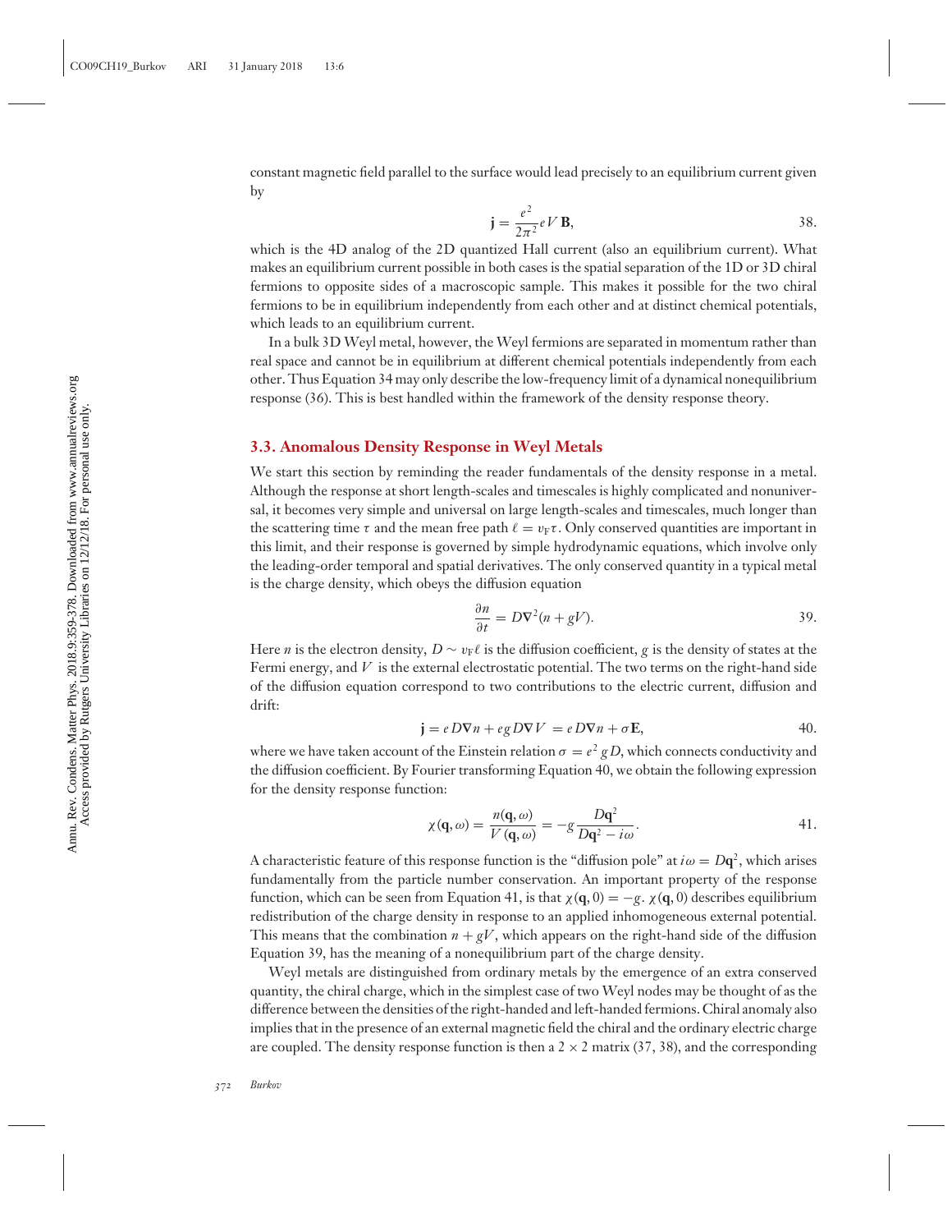constant magnetic field parallel to the surface would lead precisely to an equilibrium current given by

$$\mathbf{j} = \frac{e^2}{2\pi^2} eV\,\mathbf{B}, \tag{38}$$

which is the 4D analog of the 2D quantized Hall current (also an equilibrium current). What makes an equilibrium current possible in both cases is the spatial separation of the 1D or 3D chiral fermions to opposite sides of a macroscopic sample. This makes it possible for the two chiral fermions to be in equilibrium independently from each other and at distinct chemical potentials, which leads to an equilibrium current.

In a bulk 3D Weyl metal, however, the Weyl fermions are separated in momentum rather than real space and cannot be in equilibrium at different chemical potentials independently from each other. Thus Equation 34 may only describe the low-frequency limit of a dynamical nonequilibrium response (36). This is best handled within the framework of the density response theory.

### 3.3. Anomalous Density Response in Weyl Metals

We start this section by reminding the reader fundamentals of the density response in a metal. Although the response at short length-scales and timescales is highly complicated and nonuniversal, it becomes very simple and universal on large length-scales and timescales, much longer than the scattering time $\tau$ and the mean free path $\ell = v_F \tau$. Only conserved quantities are important in this limit, and their response is governed by simple hydrodynamic equations, which involve only the leading-order temporal and spatial derivatives. The only conserved quantity in a typical metal is the charge density, which obeys the diffusion equation

$$\frac{\partial n}{\partial t} = D\nabla^2(n + gV). \tag{39}$$

Here $n$ is the electron density, $D \sim v_F \ell$ is the diffusion coefficient, $g$ is the density of states at the Fermi energy, and $V$ is the external electrostatic potential. The two terms on the right-hand side of the diffusion equation correspond to two contributions to the electric current, diffusion and drift:

$$\mathbf{j} = eD\nabla n + egD\nabla V = eD\nabla n + \sigma \mathbf{E}, \tag{40}$$

where we have taken account of the Einstein relation $\sigma = e^2 gD$, which connects conductivity and the diffusion coefficient. By Fourier transforming Equation 40, we obtain the following expression for the density response function:

$$\chi(\mathbf{q}, \omega) = \frac{n(\mathbf{q}, \omega)}{V(\mathbf{q}, \omega)} = -g\frac{D\mathbf{q}^2}{D\mathbf{q}^2 - i\omega}. \tag{41}$$

A characteristic feature of this response function is the "diffusion pole" at $i\omega = D\mathbf{q}^2$, which arises fundamentally from the particle number conservation. An important property of the response function, which can be seen from Equation 41, is that $\chi(\mathbf{q}, 0) = -g$. $\chi(\mathbf{q}, 0)$ describes equilibrium redistribution of the charge density in response to an applied inhomogeneous external potential. This means that the combination $n + gV$, which appears on the right-hand side of the diffusion Equation 39, has the meaning of a nonequilibrium part of the charge density.

Weyl metals are distinguished from ordinary metals by the emergence of an extra conserved quantity, the chiral charge, which in the simplest case of two Weyl nodes may be thought of as the difference between the densities of the right-handed and left-handed fermions. Chiral anomaly also implies that in the presence of an external magnetic field the chiral and the ordinary electric charge are coupled. The density response function is then a $2 \times 2$ matrix (37, 38), and the corresponding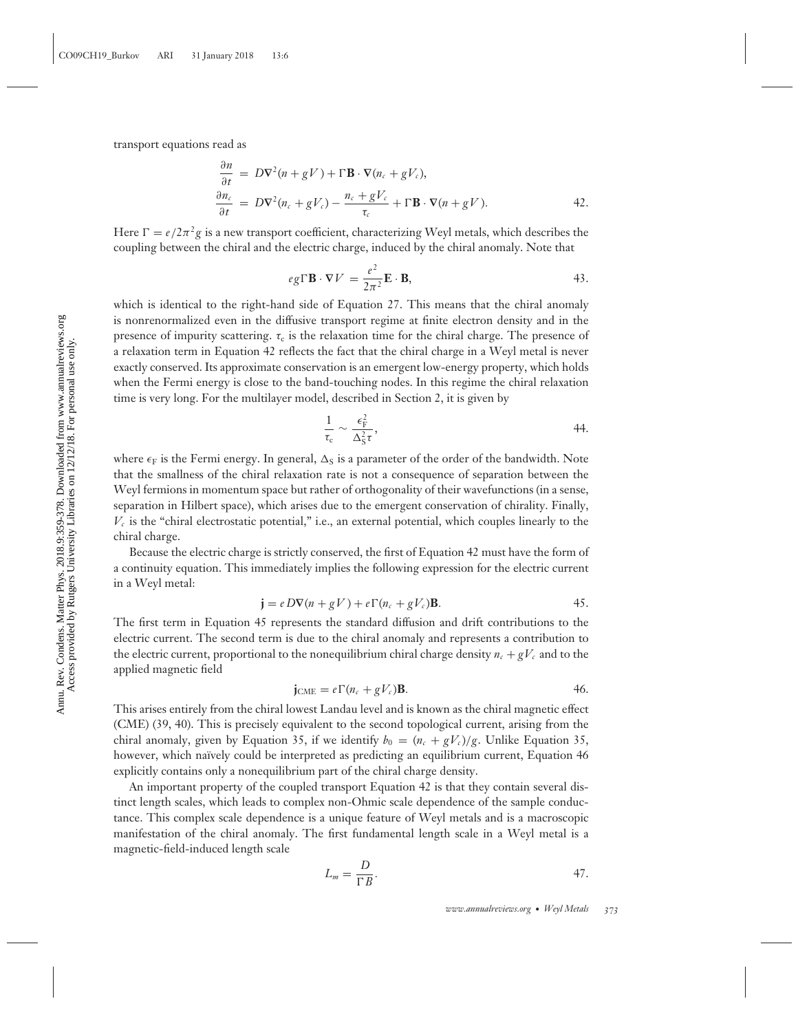transport equations read as

$$\frac{\partial n}{\partial t} = D\nabla^2(n + gV) + \Gamma \mathbf{B} \cdot \nabla(n_c + gV_c),$$
$$\frac{\partial n_c}{\partial t} = D\nabla^2(n_c + gV_c) - \frac{n_c + gV_c}{\tau_c} + \Gamma \mathbf{B} \cdot \nabla(n + gV). \tag{42}$$

Here $\Gamma = e/2\pi^2 g$ is a new transport coefficient, characterizing Weyl metals, which describes the coupling between the chiral and the electric charge, induced by the chiral anomaly. Note that

$$eg\Gamma \mathbf{B} \cdot \nabla V = \frac{e^2}{2\pi^2} \mathbf{E} \cdot \mathbf{B}, \tag{43}$$

which is identical to the right-hand side of Equation 27. This means that the chiral anomaly is nonrenormalized even in the diffusive transport regime at finite electron density and in the presence of impurity scattering. $\tau_c$ is the relaxation time for the chiral charge. The presence of a relaxation term in Equation 42 reflects the fact that the chiral charge in a Weyl metal is never exactly conserved. Its approximate conservation is an emergent low-energy property, which holds when the Fermi energy is close to the band-touching nodes. In this regime the chiral relaxation time is very long. For the multilayer model, described in Section 2, it is given by

$$\frac{1}{\tau_c} \sim \frac{\epsilon_F^2}{\Delta_S^2 \tau}, \tag{44}$$

where $\epsilon_F$ is the Fermi energy. In general, $\Delta_S$ is a parameter of the order of the bandwidth. Note that the smallness of the chiral relaxation rate is not a consequence of separation between the Weyl fermions in momentum space but rather of orthogonality of their wavefunctions (in a sense, separation in Hilbert space), which arises due to the emergent conservation of chirality. Finally, $V_c$ is the "chiral electrostatic potential," i.e., an external potential, which couples linearly to the chiral charge.

Because the electric charge is strictly conserved, the first of Equation 42 must have the form of a continuity equation. This immediately implies the following expression for the electric current in a Weyl metal:

$$\mathbf{j} = eD\nabla(n + gV) + e\Gamma(n_c + gV_c)\mathbf{B}. \tag{45}$$

The first term in Equation 45 represents the standard diffusion and drift contributions to the electric current. The second term is due to the chiral anomaly and represents a contribution to the electric current, proportional to the nonequilibrium chiral charge density $n_c + gV_c$ and to the applied magnetic field

$$\mathbf{j}_{\text{CME}} = e\Gamma(n_c + gV_c)\mathbf{B}. \tag{46}$$

This arises entirely from the chiral lowest Landau level and is known as the chiral magnetic effect (CME) (39, 40). This is precisely equivalent to the second topological current, arising from the chiral anomaly, given by Equation 35, if we identify $b_0 = (n_c + gV_c)/g$. Unlike Equation 35, however, which naïvely could be interpreted as predicting an equilibrium current, Equation 46 explicitly contains only a nonequilibrium part of the chiral charge density.

An important property of the coupled transport Equation 42 is that they contain several distinct length scales, which leads to complex non-Ohmic scale dependence of the sample conductance. This complex scale dependence is a unique feature of Weyl metals and is a macroscopic manifestation of the chiral anomaly. The first fundamental length scale in a Weyl metal is a magnetic-field-induced length scale

$$L_m = \frac{D}{\Gamma B}. \tag{47}$$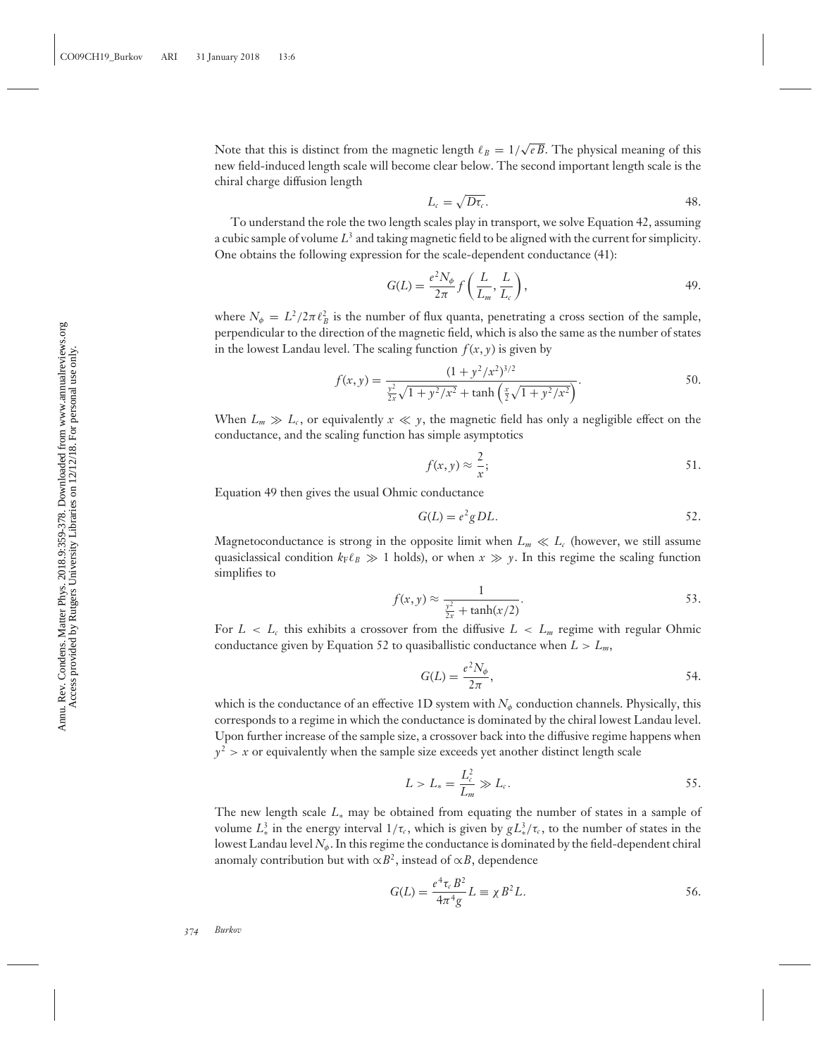Note that this is distinct from the magnetic length $\ell_B = 1/\sqrt{eB}$. The physical meaning of this new field-induced length scale will become clear below. The second important length scale is the chiral charge diffusion length

$$L_c = \sqrt{D\tau_c}. \tag{48}$$

To understand the role the two length scales play in transport, we solve Equation 42, assuming a cubic sample of volume $L^3$ and taking magnetic field to be aligned with the current for simplicity. One obtains the following expression for the scale-dependent conductance (41):

$$G(L) = \frac{e^2 N_\phi}{2\pi} f\left(\frac{L}{L_m}, \frac{L}{L_c}\right), \tag{49}$$

where $N_\phi = L^2/2\pi\ell_B^2$ is the number of flux quanta, penetrating a cross section of the sample, perpendicular to the direction of the magnetic field, which is also the same as the number of states in the lowest Landau level. The scaling function $f(x, y)$ is given by

$$f(x, y) = \frac{(1 + y^2/x^2)^{3/2}}{\frac{y^2}{2x}\sqrt{1 + y^2/x^2} + \tanh\left(\frac{x}{2}\sqrt{1 + y^2/x^2}\right)}. \tag{50}$$

When $L_m \gg L_c$, or equivalently $x \ll y$, the magnetic field has only a negligible effect on the conductance, and the scaling function has simple asymptotics

$$f(x, y) \approx \frac{2}{x}; \tag{51}$$

Equation 49 then gives the usual Ohmic conductance

$$G(L) = e^2 g D L. \tag{52}$$

Magnetoconductance is strong in the opposite limit when $L_m \ll L_c$ (however, we still assume quasiclassical condition $k_F \ell_B \gg 1$ holds), or when $x \gg y$. In this regime the scaling function simplifies to

$$f(x, y) \approx \frac{1}{\frac{y^2}{2x} + \tanh(x/2)}. \tag{53}$$

For $L < L_c$ this exhibits a crossover from the diffusive $L < L_m$ regime with regular Ohmic conductance given by Equation 52 to quasiballistic conductance when $L > L_m$,

$$G(L) = \frac{e^2 N_\phi}{2\pi}, \tag{54}$$

which is the conductance of an effective 1D system with $N_\phi$ conduction channels. Physically, this corresponds to a regime in which the conductance is dominated by the chiral lowest Landau level. Upon further increase of the sample size, a crossover back into the diffusive regime happens when $y^2 > x$ or equivalently when the sample size exceeds yet another distinct length scale

$$L > L_* = \frac{L_c^2}{L_m} \gg L_c. \tag{55}$$

The new length scale $L_*$ may be obtained from equating the number of states in a sample of volume $L_*^3$ in the energy interval $1/\tau_c$, which is given by $gL_*^3/\tau_c$, to the number of states in the lowest Landau level $N_\phi$. In this regime the conductance is dominated by the field-dependent chiral anomaly contribution but with $\propto B^2$, instead of $\propto B$, dependence

$$G(L) = \frac{e^4 \tau_c B^2}{4\pi^4 g} L \equiv \chi B^2 L. \tag{56}$$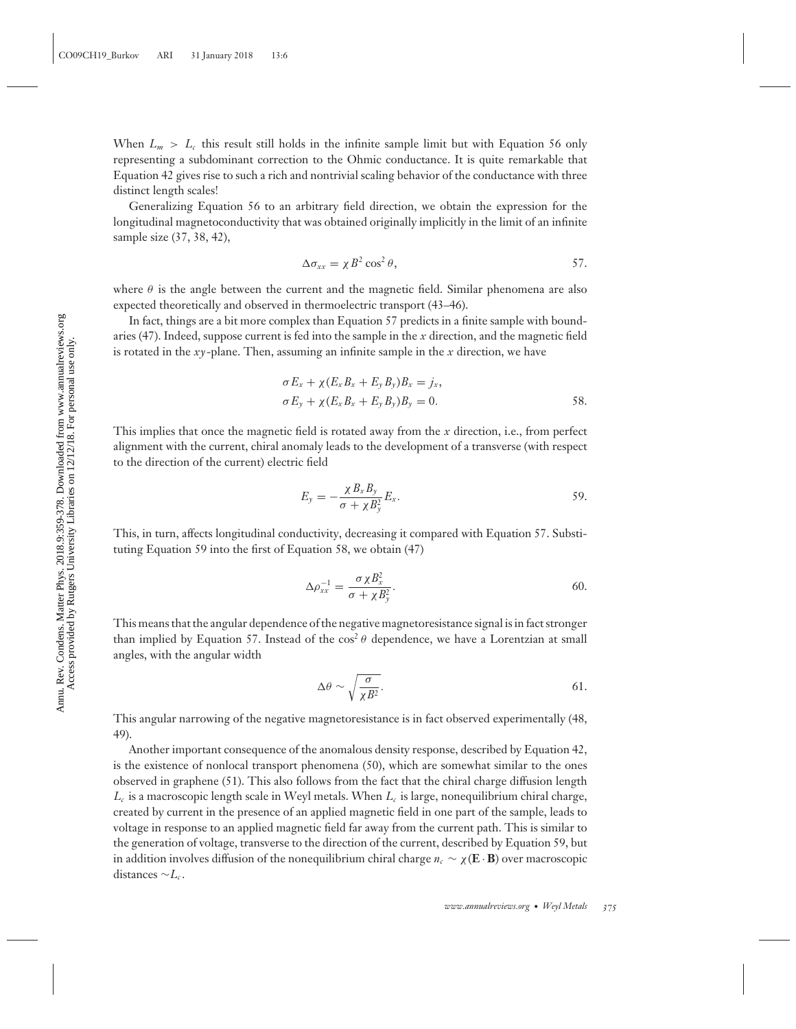When $L_m > L_c$ this result still holds in the infinite sample limit but with Equation 56 only representing a subdominant correction to the Ohmic conductance. It is quite remarkable that Equation 42 gives rise to such a rich and nontrivial scaling behavior of the conductance with three distinct length scales!

Generalizing Equation 56 to an arbitrary field direction, we obtain the expression for the longitudinal magnetoconductivity that was obtained originally implicitly in the limit of an infinite sample size (37, 38, 42),

$$\Delta\sigma_{xx} = \chi B^2 \cos^2\theta, \tag{57}$$

where $\theta$ is the angle between the current and the magnetic field. Similar phenomena are also expected theoretically and observed in thermoelectric transport (43–46).

In fact, things are a bit more complex than Equation 57 predicts in a finite sample with boundaries (47). Indeed, suppose current is fed into the sample in the $x$ direction, and the magnetic field is rotated in the $xy$-plane. Then, assuming an infinite sample in the $x$ direction, we have

$$\begin{aligned} \sigma E_x + \chi(E_x B_x + E_y B_y)B_x &= j_x, \\ \sigma E_y + \chi(E_x B_x + E_y B_y)B_y &= 0. \end{aligned} \tag{58}$$

This implies that once the magnetic field is rotated away from the $x$ direction, i.e., from perfect alignment with the current, chiral anomaly leads to the development of a transverse (with respect to the direction of the current) electric field

$$E_y = -\frac{\chi B_x B_y}{\sigma + \chi B_y^2} E_x. \tag{59}$$

This, in turn, affects longitudinal conductivity, decreasing it compared with Equation 57. Substituting Equation 59 into the first of Equation 58, we obtain (47)

$$\Delta\rho_{xx}^{-1} = \frac{\sigma \chi B_x^2}{\sigma + \chi B_y^2}. \tag{60}$$

This means that the angular dependence of the negative magnetoresistance signal is in fact stronger than implied by Equation 57. Instead of the $\cos^2\theta$ dependence, we have a Lorentzian at small angles, with the angular width

$$\Delta\theta \sim \sqrt{\frac{\sigma}{\chi B^2}}. \tag{61}$$

This angular narrowing of the negative magnetoresistance is in fact observed experimentally (48, 49).

Another important consequence of the anomalous density response, described by Equation 42, is the existence of nonlocal transport phenomena (50), which are somewhat similar to the ones observed in graphene (51). This also follows from the fact that the chiral charge diffusion length $L_c$ is a macroscopic length scale in Weyl metals. When $L_c$ is large, nonequilibrium chiral charge, created by current in the presence of an applied magnetic field in one part of the sample, leads to voltage in response to an applied magnetic field far away from the current path. This is similar to the generation of voltage, transverse to the direction of the current, described by Equation 59, but in addition involves diffusion of the nonequilibrium chiral charge $n_c \sim \chi(\mathbf{E}\cdot\mathbf{B})$ over macroscopic distances $\sim L_c$.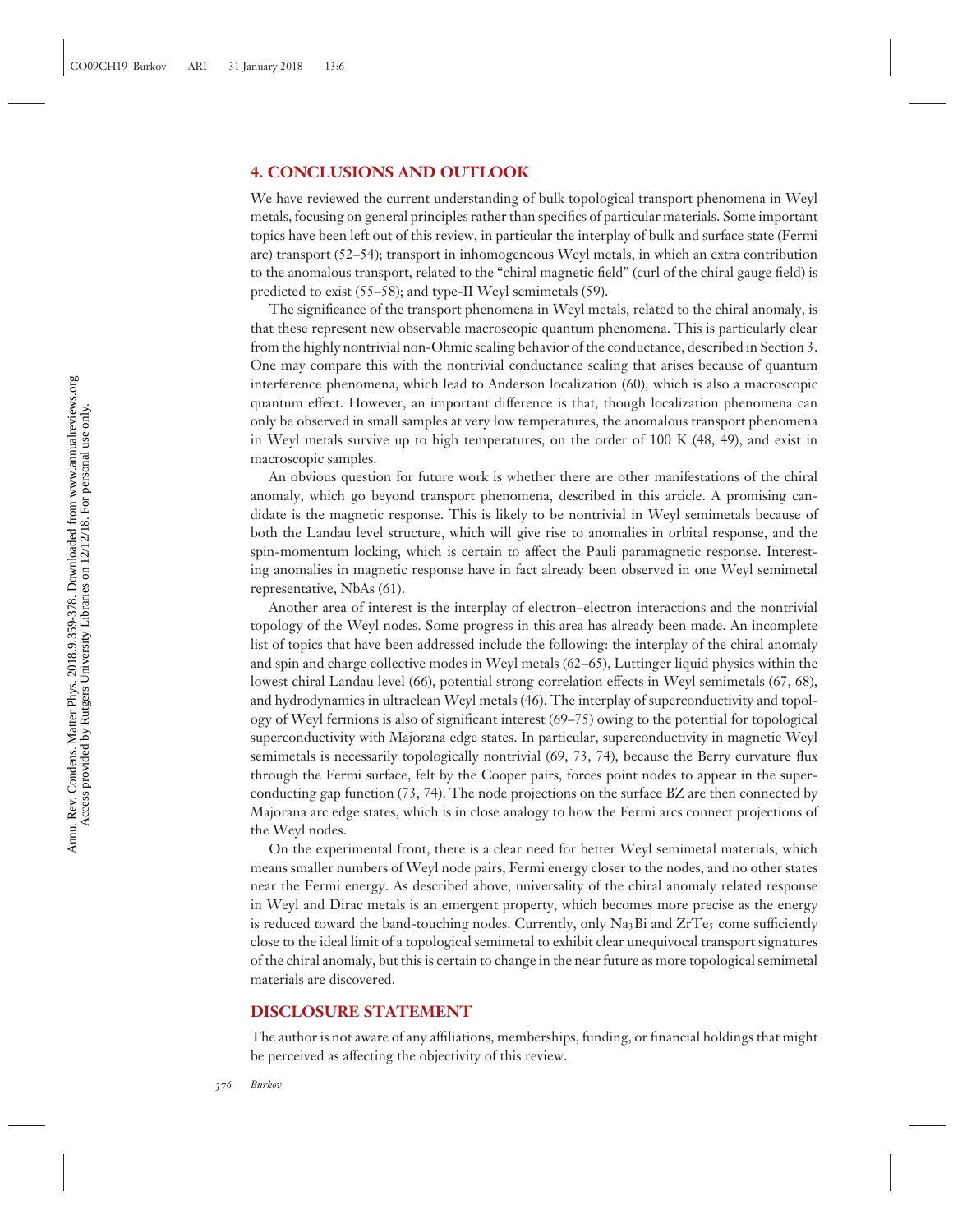## 4. CONCLUSIONS AND OUTLOOK

We have reviewed the current understanding of bulk topological transport phenomena in Weyl metals, focusing on general principles rather than specifics of particular materials. Some important topics have been left out of this review, in particular the interplay of bulk and surface state (Fermi arc) transport (52–54); transport in inhomogeneous Weyl metals, in which an extra contribution to the anomalous transport, related to the "chiral magnetic field" (curl of the chiral gauge field) is predicted to exist (55–58); and type-II Weyl semimetals (59).

The significance of the transport phenomena in Weyl metals, related to the chiral anomaly, is that these represent new observable macroscopic quantum phenomena. This is particularly clear from the highly nontrivial non-Ohmic scaling behavior of the conductance, described in Section 3. One may compare this with the nontrivial conductance scaling that arises because of quantum interference phenomena, which lead to Anderson localization (60), which is also a macroscopic quantum effect. However, an important difference is that, though localization phenomena can only be observed in small samples at very low temperatures, the anomalous transport phenomena in Weyl metals survive up to high temperatures, on the order of 100 K (48, 49), and exist in macroscopic samples.

An obvious question for future work is whether there are other manifestations of the chiral anomaly, which go beyond transport phenomena, described in this article. A promising candidate is the magnetic response. This is likely to be nontrivial in Weyl semimetals because of both the Landau level structure, which will give rise to anomalies in orbital response, and the spin-momentum locking, which is certain to affect the Pauli paramagnetic response. Interesting anomalies in magnetic response have in fact already been observed in one Weyl semimetal representative, NbAs (61).

Another area of interest is the interplay of electron–electron interactions and the nontrivial topology of the Weyl nodes. Some progress in this area has already been made. An incomplete list of topics that have been addressed include the following: the interplay of the chiral anomaly and spin and charge collective modes in Weyl metals (62–65), Luttinger liquid physics within the lowest chiral Landau level (66), potential strong correlation effects in Weyl semimetals (67, 68), and hydrodynamics in ultraclean Weyl metals (46). The interplay of superconductivity and topology of Weyl fermions is also of significant interest (69–75) owing to the potential for topological superconductivity with Majorana edge states. In particular, superconductivity in magnetic Weyl semimetals is necessarily topologically nontrivial (69, 73, 74), because the Berry curvature flux through the Fermi surface, felt by the Cooper pairs, forces point nodes to appear in the superconducting gap function (73, 74). The node projections on the surface BZ are then connected by Majorana arc edge states, which is in close analogy to how the Fermi arcs connect projections of the Weyl nodes.

On the experimental front, there is a clear need for better Weyl semimetal materials, which means smaller numbers of Weyl node pairs, Fermi energy closer to the nodes, and no other states near the Fermi energy. As described above, universality of the chiral anomaly related response in Weyl and Dirac metals is an emergent property, which becomes more precise as the energy is reduced toward the band-touching nodes. Currently, only $Na_3Bi$ and $ZrTe_5$ come sufficiently close to the ideal limit of a topological semimetal to exhibit clear unequivocal transport signatures of the chiral anomaly, but this is certain to change in the near future as more topological semimetal materials are discovered.

## DISCLOSURE STATEMENT

The author is not aware of any affiliations, memberships, funding, or financial holdings that might be perceived as affecting the objectivity of this review.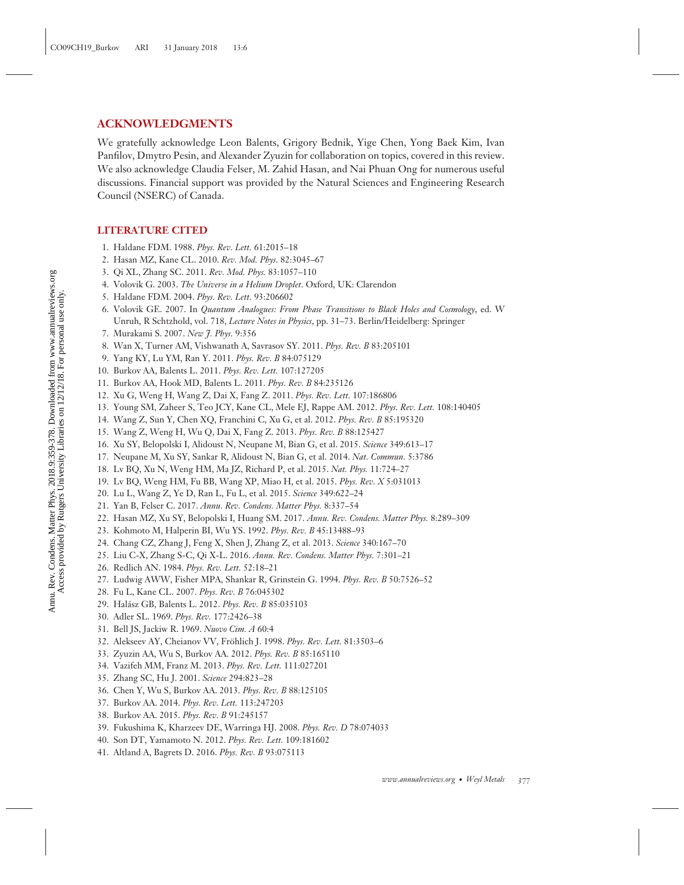## ACKNOWLEDGMENTS

We gratefully acknowledge Leon Balents, Grigory Bednik, Yige Chen, Yong Baek Kim, Ivan Panfilov, Dmytro Pesin, and Alexander Zyuzin for collaboration on topics, covered in this review. We also acknowledge Claudia Felser, M. Zahid Hasan, and Nai Phuan Ong for numerous useful discussions. Financial support was provided by the Natural Sciences and Engineering Research Council (NSERC) of Canada.

## LITERATURE CITED

1. Haldane FDM. 1988. *Phys. Rev. Lett.* 61:2015–18
2. Hasan MZ, Kane CL. 2010. *Rev. Mod. Phys.* 82:3045–67
3. Qi XL, Zhang SC. 2011. *Rev. Mod. Phys.* 83:1057–110
4. Volovik G. 2003. *The Universe in a Helium Droplet*. Oxford, UK: Clarendon
5. Haldane FDM. 2004. *Phys. Rev. Lett.* 93:206602
6. Volovik GE. 2007. In *Quantum Analogues: From Phase Transitions to Black Holes and Cosmology*, ed. W Unruh, R Schtzhold, vol. 718, *Lecture Notes in Physics*, pp. 31–73. Berlin/Heidelberg: Springer
7. Murakami S. 2007. *New J. Phys.* 9:356
8. Wan X, Turner AM, Vishwanath A, Savrasov SY. 2011. *Phys. Rev. B* 83:205101
9. Yang KY, Lu YM, Ran Y. 2011. *Phys. Rev. B* 84:075129
10. Burkov AA, Balents L. 2011. *Phys. Rev. Lett.* 107:127205
11. Burkov AA, Hook MD, Balents L. 2011. *Phys. Rev. B* 84:235126
12. Xu G, Weng H, Wang Z, Dai X, Fang Z. 2011. *Phys. Rev. Lett.* 107:186806
13. Young SM, Zaheer S, Teo JCY, Kane CL, Mele EJ, Rappe AM. 2012. *Phys. Rev. Lett.* 108:140405
14. Wang Z, Sun Y, Chen XQ, Franchini C, Xu G, et al. 2012. *Phys. Rev. B* 85:195320
15. Wang Z, Weng H, Wu Q, Dai X, Fang Z. 2013. *Phys. Rev. B* 88:125427
16. Xu SY, Belopolski I, Alidoust N, Neupane M, Bian G, et al. 2015. *Science* 349:613–17
17. Neupane M, Xu SY, Sankar R, Alidoust N, Bian G, et al. 2014. *Nat. Commun.* 5:3786
18. Lv BQ, Xu N, Weng HM, Ma JZ, Richard P, et al. 2015. *Nat. Phys.* 11:724–27
19. Lv BQ, Weng HM, Fu BB, Wang XP, Miao H, et al. 2015. *Phys. Rev. X* 5:031013
20. Lu L, Wang Z, Ye D, Ran L, Fu L, et al. 2015. *Science* 349:622–24
21. Yan B, Felser C. 2017. *Annu. Rev. Condens. Matter Phys.* 8:337–54
22. Hasan MZ, Xu SY, Belopolski I, Huang SM. 2017. *Annu. Rev. Condens. Matter Phys.* 8:289–309
23. Kohmoto M, Halperin BI, Wu YS. 1992. *Phys. Rev. B* 45:13488–93
24. Chang CZ, Zhang J, Feng X, Shen J, Zhang Z, et al. 2013. *Science* 340:167–70
25. Liu C-X, Zhang S-C, Qi X-L. 2016. *Annu. Rev. Condens. Matter Phys.* 7:301–21
26. Redlich AN. 1984. *Phys. Rev. Lett.* 52:18–21
27. Ludwig AWW, Fisher MPA, Shankar R, Grinstein G. 1994. *Phys. Rev. B* 50:7526–52
28. Fu L, Kane CL. 2007. *Phys. Rev. B* 76:045302
29. Halász GB, Balents L. 2012. *Phys. Rev. B* 85:035103
30. Adler SL. 1969. *Phys. Rev.* 177:2426–38
31. Bell JS, Jackiw R. 1969. *Nuovo Cim. A* 60:4
32. Alekseev AY, Cheianov VV, Fröhlich J. 1998. *Phys. Rev. Lett.* 81:3503–6
33. Zyuzin AA, Wu S, Burkov AA. 2012. *Phys. Rev. B* 85:165110
34. Vazifeh MM, Franz M. 2013. *Phys. Rev. Lett.* 111:027201
35. Zhang SC, Hu J. 2001. *Science* 294:823–28
36. Chen Y, Wu S, Burkov AA. 2013. *Phys. Rev. B* 88:125105
37. Burkov AA. 2014. *Phys. Rev. Lett.* 113:247203
38. Burkov AA. 2015. *Phys. Rev. B* 91:245157
39. Fukushima K, Kharzeev DE, Warringa HJ. 2008. *Phys. Rev. D* 78:074033
40. Son DT, Yamamoto N. 2012. *Phys. Rev. Lett.* 109:181602
41. Altland A, Bagrets D. 2016. *Phys. Rev. B* 93:075113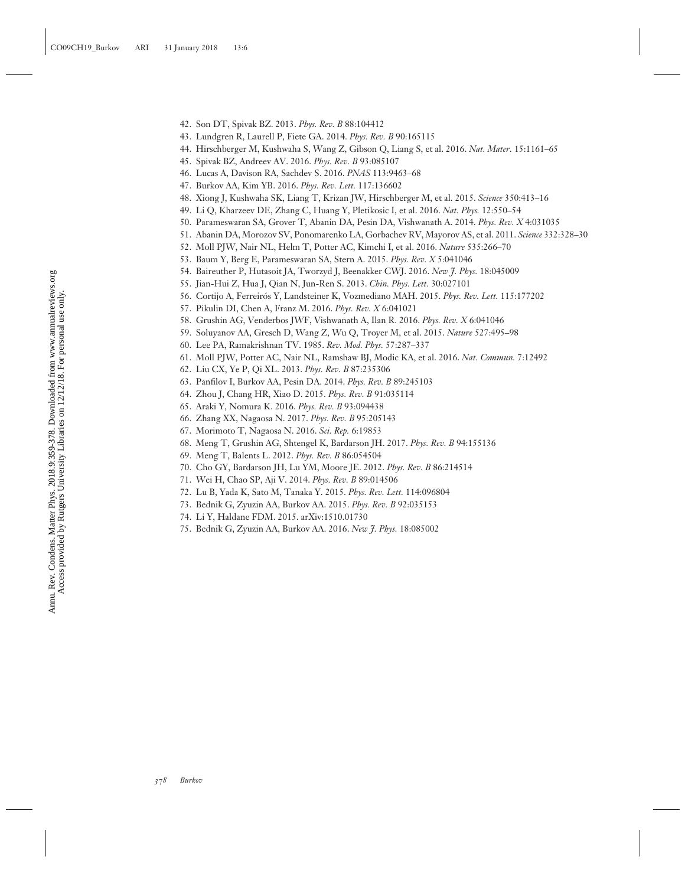42. Son DT, Spivak BZ. 2013. *Phys. Rev. B* 88:104412
43. Lundgren R, Laurell P, Fiete GA. 2014. *Phys. Rev. B* 90:165115
44. Hirschberger M, Kushwaha S, Wang Z, Gibson Q, Liang S, et al. 2016. *Nat. Mater.* 15:1161–65
45. Spivak BZ, Andreev AV. 2016. *Phys. Rev. B* 93:085107
46. Lucas A, Davison RA, Sachdev S. 2016. *PNAS* 113:9463–68
47. Burkov AA, Kim YB. 2016. *Phys. Rev. Lett.* 117:136602
48. Xiong J, Kushwaha SK, Liang T, Krizan JW, Hirschberger M, et al. 2015. *Science* 350:413–16
49. Li Q, Kharzeev DE, Zhang C, Huang Y, Pletikosic I, et al. 2016. *Nat. Phys.* 12:550–54
50. Parameswaran SA, Grover T, Abanin DA, Pesin DA, Vishwanath A. 2014. *Phys. Rev. X* 4:031035
51. Abanin DA, Morozov SV, Ponomarenko LA, Gorbachev RV, Mayorov AS, et al. 2011. *Science* 332:328–30
52. Moll PJW, Nair NL, Helm T, Potter AC, Kimchi I, et al. 2016. *Nature* 535:266–70
53. Baum Y, Berg E, Parameswaran SA, Stern A. 2015. *Phys. Rev. X* 5:041046
54. Baireuther P, Hutasoit JA, Tworzyd J, Beenakker CWJ. 2016. *New J. Phys.* 18:045009
55. Jian-Hui Z, Hua J, Qian N, Jun-Ren S. 2013. *Chin. Phys. Lett.* 30:027101
56. Cortijo A, Ferreirós Y, Landsteiner K, Vozmediano MAH. 2015. *Phys. Rev. Lett.* 115:177202
57. Pikulin DI, Chen A, Franz M. 2016. *Phys. Rev. X* 6:041021
58. Grushin AG, Venderbos JWF, Vishwanath A, Ilan R. 2016. *Phys. Rev. X* 6:041046
59. Soluyanov AA, Gresch D, Wang Z, Wu Q, Troyer M, et al. 2015. *Nature* 527:495–98
60. Lee PA, Ramakrishnan TV. 1985. *Rev. Mod. Phys.* 57:287–337
61. Moll PJW, Potter AC, Nair NL, Ramshaw BJ, Modic KA, et al. 2016. *Nat. Commun.* 7:12492
62. Liu CX, Ye P, Qi XL. 2013. *Phys. Rev. B* 87:235306
63. Panfilov I, Burkov AA, Pesin DA. 2014. *Phys. Rev. B* 89:245103
64. Zhou J, Chang HR, Xiao D. 2015. *Phys. Rev. B* 91:035114
65. Araki Y, Nomura K. 2016. *Phys. Rev. B* 93:094438
66. Zhang XX, Nagaosa N. 2017. *Phys. Rev. B* 95:205143
67. Morimoto T, Nagaosa N. 2016. *Sci. Rep.* 6:19853
68. Meng T, Grushin AG, Shtengel K, Bardarson JH. 2017. *Phys. Rev. B* 94:155136
69. Meng T, Balents L. 2012. *Phys. Rev. B* 86:054504
70. Cho GY, Bardarson JH, Lu YM, Moore JE. 2012. *Phys. Rev. B* 86:214514
71. Wei H, Chao SP, Aji V. 2014. *Phys. Rev. B* 89:014506
72. Lu B, Yada K, Sato M, Tanaka Y. 2015. *Phys. Rev. Lett.* 114:096804
73. Bednik G, Zyuzin AA, Burkov AA. 2015. *Phys. Rev. B* 92:035153
74. Li Y, Haldane FDM. 2015. arXiv:1510.01730
75. Bednik G, Zyuzin AA, Burkov AA. 2016. *New J. Phys.* 18:085002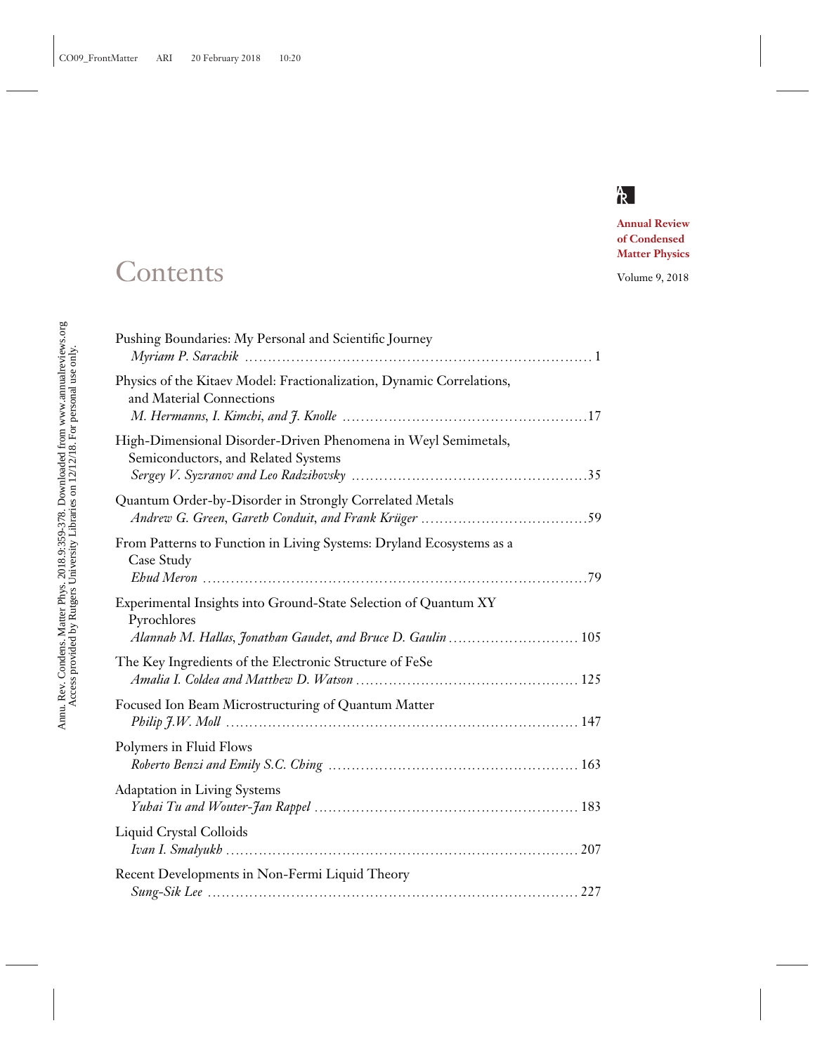Annual Review of Condensed Matter Physics

Volume 9, 2018

# Contents

Pushing Boundaries: My Personal and Scientific Journey
*Myriam P. Sarachik* ........ 1

Physics of the Kitaev Model: Fractionalization, Dynamic Correlations, and Material Connections
*M. Hermanns, I. Kimchi, and J. Knolle* ........ 17

High-Dimensional Disorder-Driven Phenomena in Weyl Semimetals, Semiconductors, and Related Systems
*Sergey V. Syzranov and Leo Radzihovsky* ........ 35

Quantum Order-by-Disorder in Strongly Correlated Metals
*Andrew G. Green, Gareth Conduit, and Frank Krüger* ........ 59

From Patterns to Function in Living Systems: Dryland Ecosystems as a Case Study
*Ehud Meron* ........ 79

Experimental Insights into Ground-State Selection of Quantum XY Pyrochlores
*Alannah M. Hallas, Jonathan Gaudet, and Bruce D. Gaulin* ........ 105

The Key Ingredients of the Electronic Structure of FeSe
*Amalia I. Coldea and Matthew D. Watson* ........ 125

Focused Ion Beam Microstructuring of Quantum Matter
*Philip J.W. Moll* ........ 147

Polymers in Fluid Flows
*Roberto Benzi and Emily S.C. Ching* ........ 163

Adaptation in Living Systems
*Yuhai Tu and Wouter-Jan Rappel* ........ 183

Liquid Crystal Colloids
*Ivan I. Smalyukh* ........ 207

Recent Developments in Non-Fermi Liquid Theory
*Sung-Sik Lee* ........ 227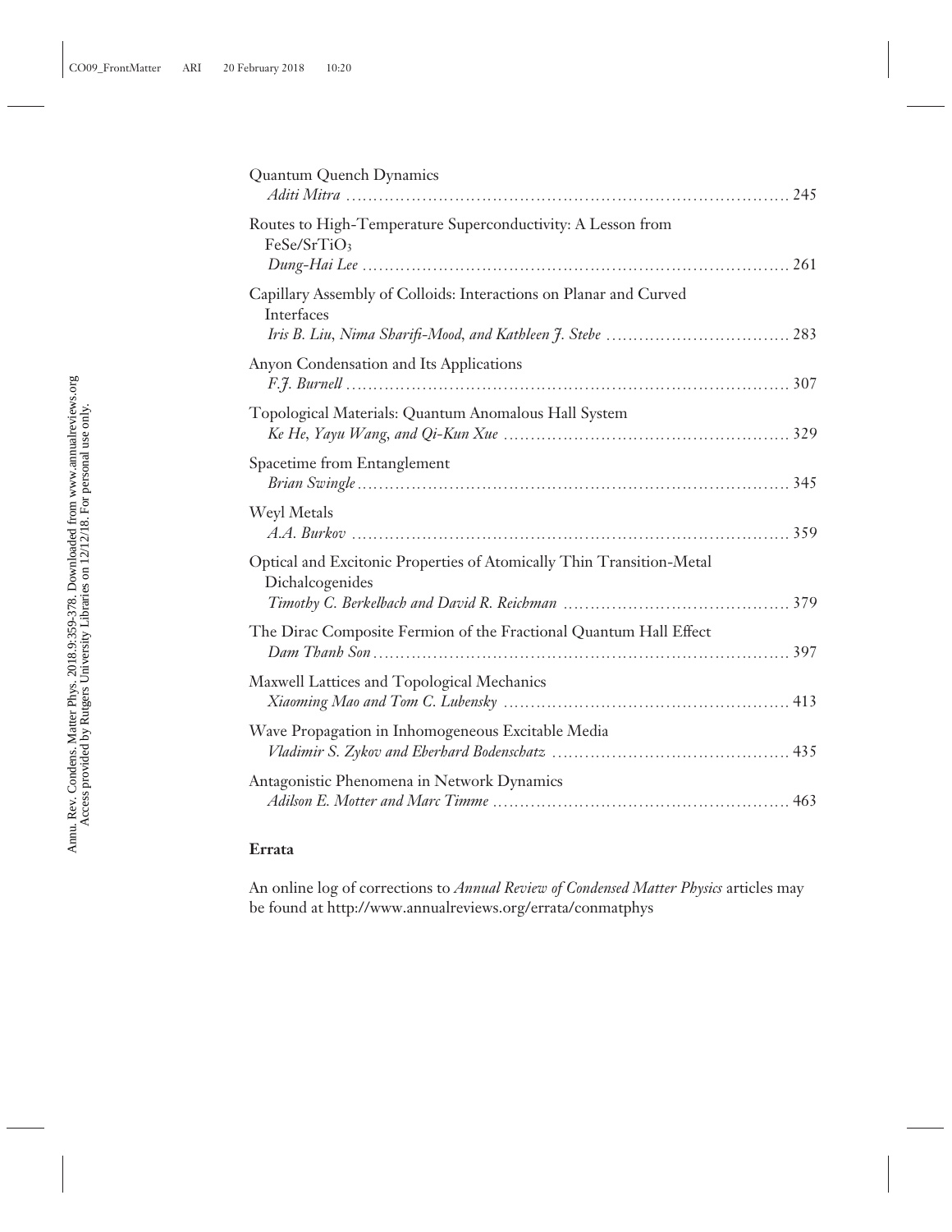Quantum Quench Dynamics
*Aditi Mitra* ........................................................................ 245

Routes to High-Temperature Superconductivity: A Lesson from $FeSe/SrTiO_3$
*Dung-Hai Lee* ........................................................................ 261

Capillary Assembly of Colloids: Interactions on Planar and Curved Interfaces
*Iris B. Liu, Nima Sharifi-Mood, and Kathleen J. Stebe* ................................ 283

Anyon Condensation and Its Applications
*F.J. Burnell* ........................................................................ 307

Topological Materials: Quantum Anomalous Hall System
*Ke He, Yayu Wang, and Qi-Kun Xue* ................................................... 329

Spacetime from Entanglement
*Brian Swingle* ........................................................................ 345

Weyl Metals
*A.A. Burkov* ........................................................................ 359

Optical and Excitonic Properties of Atomically Thin Transition-Metal Dichalcogenides
*Timothy C. Berkelbach and David R. Reichman* ........................................ 379

The Dirac Composite Fermion of the Fractional Quantum Hall Effect
*Dam Thanh Son* ........................................................................ 397

Maxwell Lattices and Topological Mechanics
*Xiaoming Mao and Tom C. Lubensky* ................................................... 413

Wave Propagation in Inhomogeneous Excitable Media
*Vladimir S. Zykov and Eberhard Bodenschatz* .......................................... 435

Antagonistic Phenomena in Network Dynamics
*Adilson E. Motter and Marc Timme* ..................................................... 463

## Errata

An online log of corrections to *Annual Review of Condensed Matter Physics* articles may be found at http://www.annualreviews.org/errata/conmatphys